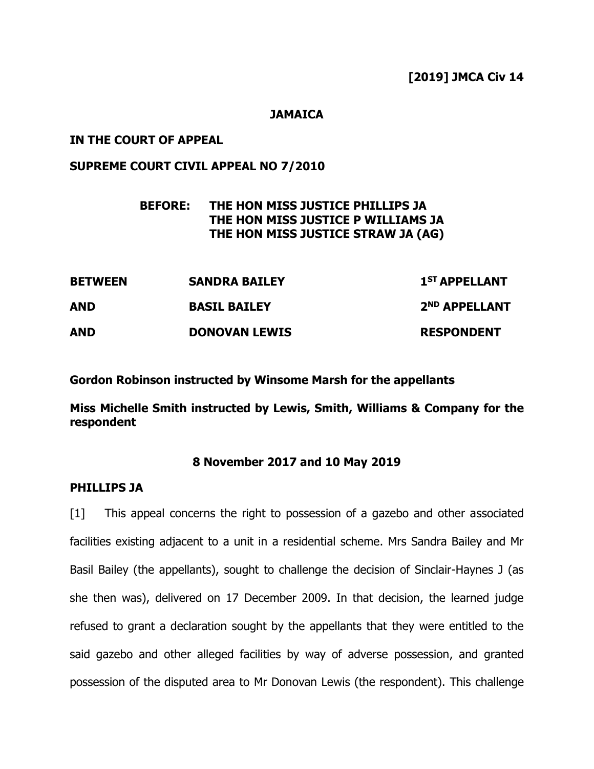**[2019] JMCA Civ 14**

**JAMAICA**

**IN THE COURT OF APPEAL**

**SUPREME COURT CIVIL APPEAL NO 7/2010**

**BEFORE: THE HON MISS JUSTICE PHILLIPS JA**
**THE HON MISS JUSTICE P WILLIAMS JA**
**THE HON MISS JUSTICE STRAW JA (AG)**

| | | |
|---|---|---|
| **BETWEEN** | **SANDRA BAILEY** | **1ST APPELLANT** |
| **AND** | **BASIL BAILEY** | **2ND APPELLANT** |
| **AND** | **DONOVAN LEWIS** | **RESPONDENT** |

**Gordon Robinson instructed by Winsome Marsh for the appellants**

**Miss Michelle Smith instructed by Lewis, Smith, Williams & Company for the respondent**

**8 November 2017 and 10 May 2019**

**PHILLIPS JA**

[1] This appeal concerns the right to possession of a gazebo and other associated facilities existing adjacent to a unit in a residential scheme. Mrs Sandra Bailey and Mr Basil Bailey (the appellants), sought to challenge the decision of Sinclair-Haynes J (as she then was), delivered on 17 December 2009. In that decision, the learned judge refused to grant a declaration sought by the appellants that they were entitled to the said gazebo and other alleged facilities by way of adverse possession, and granted possession of the disputed area to Mr Donovan Lewis (the respondent). This challenge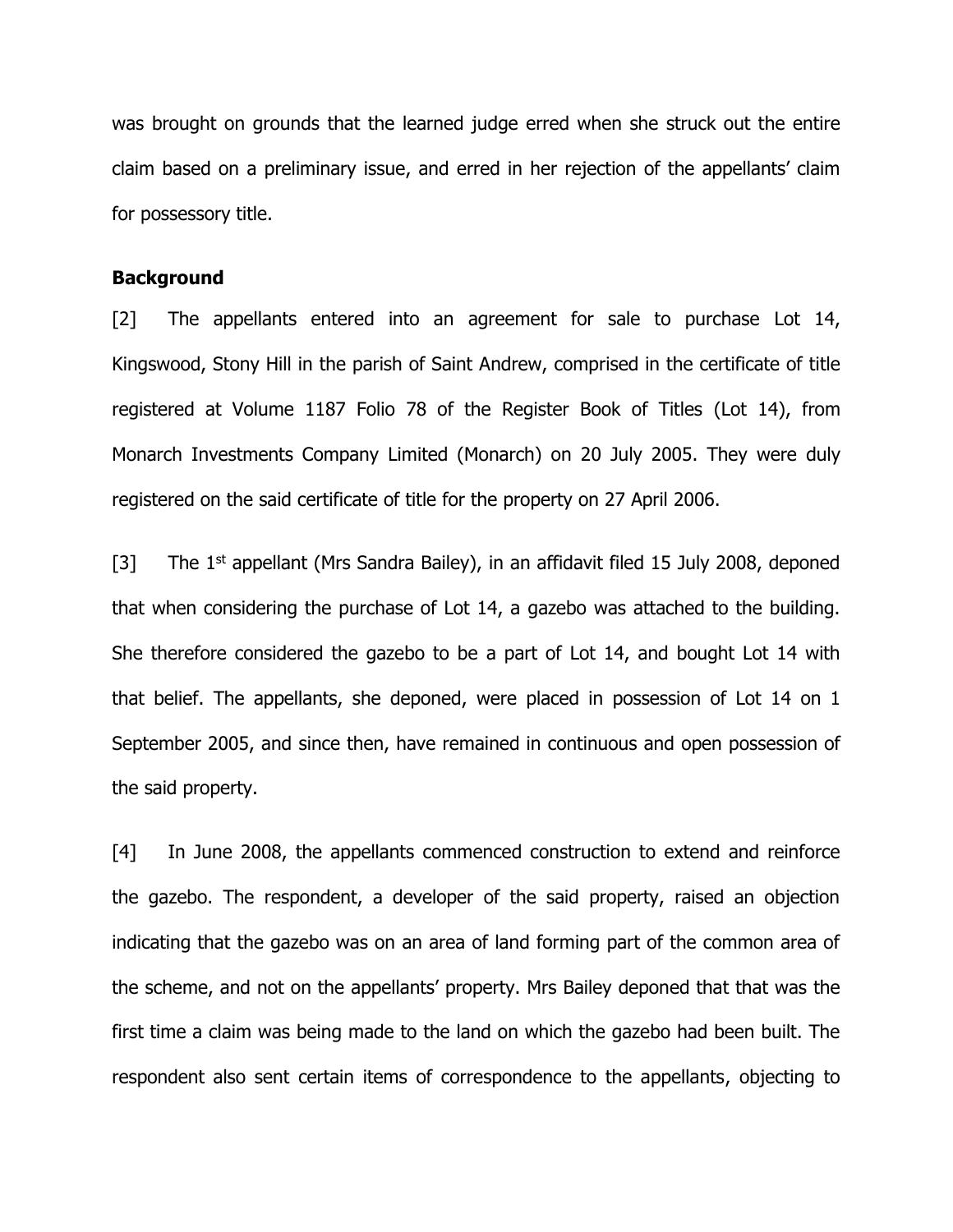was brought on grounds that the learned judge erred when she struck out the entire claim based on a preliminary issue, and erred in her rejection of the appellants' claim for possessory title.

## Background

[2] The appellants entered into an agreement for sale to purchase Lot 14, Kingswood, Stony Hill in the parish of Saint Andrew, comprised in the certificate of title registered at Volume 1187 Folio 78 of the Register Book of Titles (Lot 14), from Monarch Investments Company Limited (Monarch) on 20 July 2005. They were duly registered on the said certificate of title for the property on 27 April 2006.

[3] The 1st appellant (Mrs Sandra Bailey), in an affidavit filed 15 July 2008, deponed that when considering the purchase of Lot 14, a gazebo was attached to the building. She therefore considered the gazebo to be a part of Lot 14, and bought Lot 14 with that belief. The appellants, she deponed, were placed in possession of Lot 14 on 1 September 2005, and since then, have remained in continuous and open possession of the said property.

[4] In June 2008, the appellants commenced construction to extend and reinforce the gazebo. The respondent, a developer of the said property, raised an objection indicating that the gazebo was on an area of land forming part of the common area of the scheme, and not on the appellants' property. Mrs Bailey deponed that that was the first time a claim was being made to the land on which the gazebo had been built. The respondent also sent certain items of correspondence to the appellants, objecting to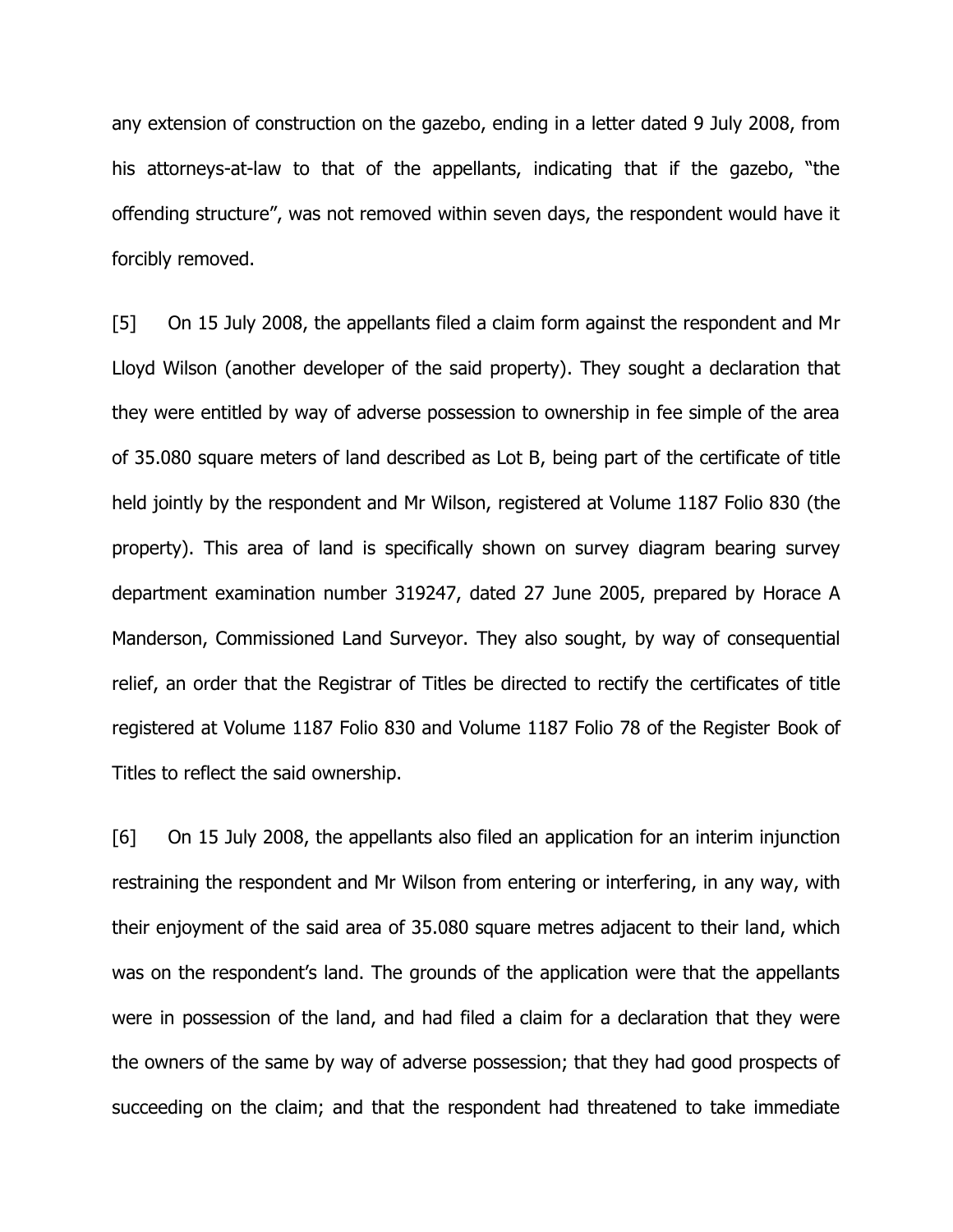any extension of construction on the gazebo, ending in a letter dated 9 July 2008, from his attorneys-at-law to that of the appellants, indicating that if the gazebo, "the offending structure", was not removed within seven days, the respondent would have it forcibly removed.

[5] On 15 July 2008, the appellants filed a claim form against the respondent and Mr Lloyd Wilson (another developer of the said property). They sought a declaration that they were entitled by way of adverse possession to ownership in fee simple of the area of 35.080 square meters of land described as Lot B, being part of the certificate of title held jointly by the respondent and Mr Wilson, registered at Volume 1187 Folio 830 (the property). This area of land is specifically shown on survey diagram bearing survey department examination number 319247, dated 27 June 2005, prepared by Horace A Manderson, Commissioned Land Surveyor. They also sought, by way of consequential relief, an order that the Registrar of Titles be directed to rectify the certificates of title registered at Volume 1187 Folio 830 and Volume 1187 Folio 78 of the Register Book of Titles to reflect the said ownership.

[6] On 15 July 2008, the appellants also filed an application for an interim injunction restraining the respondent and Mr Wilson from entering or interfering, in any way, with their enjoyment of the said area of 35.080 square metres adjacent to their land, which was on the respondent's land. The grounds of the application were that the appellants were in possession of the land, and had filed a claim for a declaration that they were the owners of the same by way of adverse possession; that they had good prospects of succeeding on the claim; and that the respondent had threatened to take immediate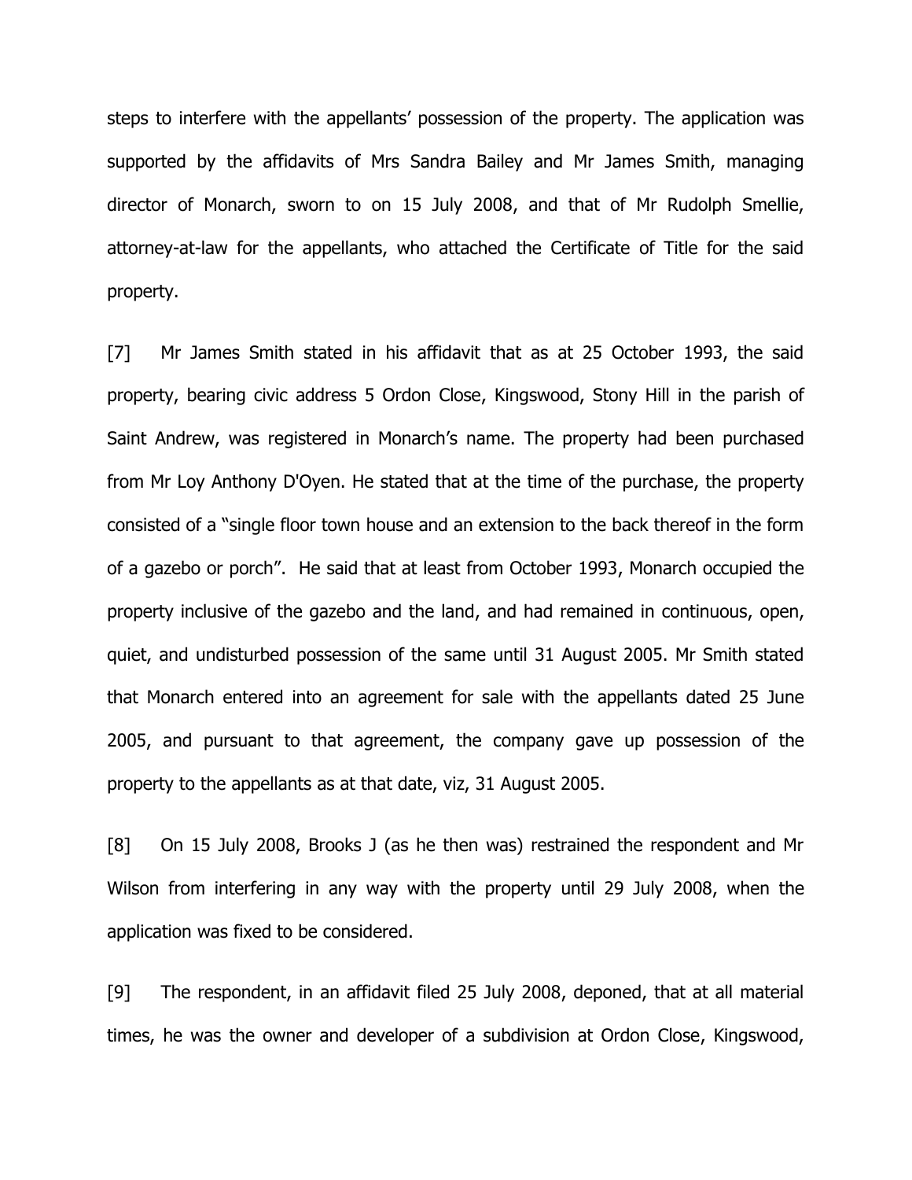steps to interfere with the appellants' possession of the property. The application was supported by the affidavits of Mrs Sandra Bailey and Mr James Smith, managing director of Monarch, sworn to on 15 July 2008, and that of Mr Rudolph Smellie, attorney-at-law for the appellants, who attached the Certificate of Title for the said property.

[7] Mr James Smith stated in his affidavit that as at 25 October 1993, the said property, bearing civic address 5 Ordon Close, Kingswood, Stony Hill in the parish of Saint Andrew, was registered in Monarch's name. The property had been purchased from Mr Loy Anthony D'Oyen. He stated that at the time of the purchase, the property consisted of a "single floor town house and an extension to the back thereof in the form of a gazebo or porch". He said that at least from October 1993, Monarch occupied the property inclusive of the gazebo and the land, and had remained in continuous, open, quiet, and undisturbed possession of the same until 31 August 2005. Mr Smith stated that Monarch entered into an agreement for sale with the appellants dated 25 June 2005, and pursuant to that agreement, the company gave up possession of the property to the appellants as at that date, viz, 31 August 2005.

[8] On 15 July 2008, Brooks J (as he then was) restrained the respondent and Mr Wilson from interfering in any way with the property until 29 July 2008, when the application was fixed to be considered.

[9] The respondent, in an affidavit filed 25 July 2008, deponed, that at all material times, he was the owner and developer of a subdivision at Ordon Close, Kingswood,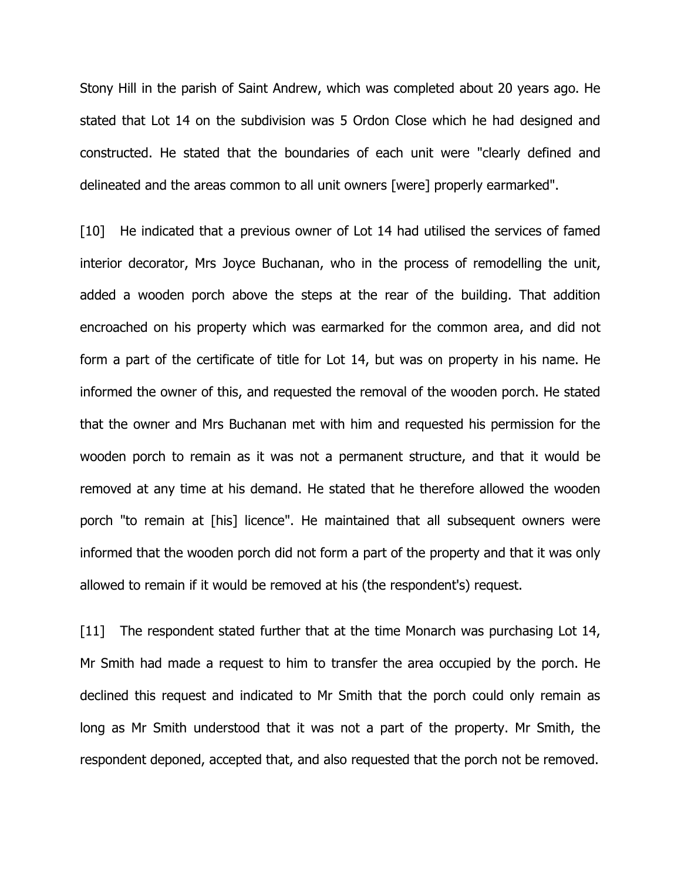Stony Hill in the parish of Saint Andrew, which was completed about 20 years ago. He stated that Lot 14 on the subdivision was 5 Ordon Close which he had designed and constructed. He stated that the boundaries of each unit were "clearly defined and delineated and the areas common to all unit owners [were] properly earmarked".

[10] He indicated that a previous owner of Lot 14 had utilised the services of famed interior decorator, Mrs Joyce Buchanan, who in the process of remodelling the unit, added a wooden porch above the steps at the rear of the building. That addition encroached on his property which was earmarked for the common area, and did not form a part of the certificate of title for Lot 14, but was on property in his name. He informed the owner of this, and requested the removal of the wooden porch. He stated that the owner and Mrs Buchanan met with him and requested his permission for the wooden porch to remain as it was not a permanent structure, and that it would be removed at any time at his demand. He stated that he therefore allowed the wooden porch "to remain at [his] licence". He maintained that all subsequent owners were informed that the wooden porch did not form a part of the property and that it was only allowed to remain if it would be removed at his (the respondent's) request.

[11] The respondent stated further that at the time Monarch was purchasing Lot 14, Mr Smith had made a request to him to transfer the area occupied by the porch. He declined this request and indicated to Mr Smith that the porch could only remain as long as Mr Smith understood that it was not a part of the property. Mr Smith, the respondent deponed, accepted that, and also requested that the porch not be removed.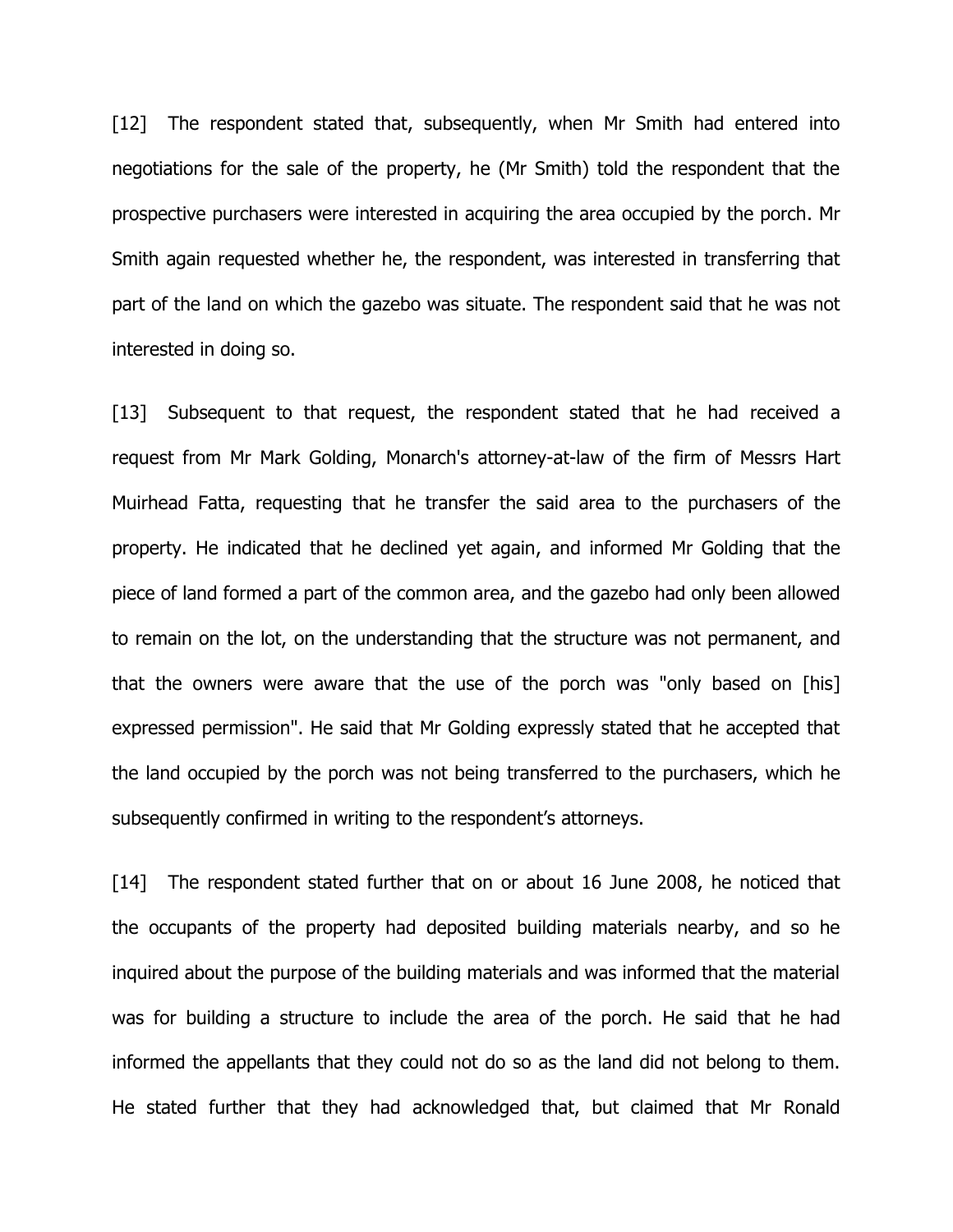[12] The respondent stated that, subsequently, when Mr Smith had entered into negotiations for the sale of the property, he (Mr Smith) told the respondent that the prospective purchasers were interested in acquiring the area occupied by the porch. Mr Smith again requested whether he, the respondent, was interested in transferring that part of the land on which the gazebo was situate. The respondent said that he was not interested in doing so.

[13] Subsequent to that request, the respondent stated that he had received a request from Mr Mark Golding, Monarch's attorney-at-law of the firm of Messrs Hart Muirhead Fatta, requesting that he transfer the said area to the purchasers of the property. He indicated that he declined yet again, and informed Mr Golding that the piece of land formed a part of the common area, and the gazebo had only been allowed to remain on the lot, on the understanding that the structure was not permanent, and that the owners were aware that the use of the porch was "only based on [his] expressed permission". He said that Mr Golding expressly stated that he accepted that the land occupied by the porch was not being transferred to the purchasers, which he subsequently confirmed in writing to the respondent's attorneys.

[14] The respondent stated further that on or about 16 June 2008, he noticed that the occupants of the property had deposited building materials nearby, and so he inquired about the purpose of the building materials and was informed that the material was for building a structure to include the area of the porch. He said that he had informed the appellants that they could not do so as the land did not belong to them. He stated further that they had acknowledged that, but claimed that Mr Ronald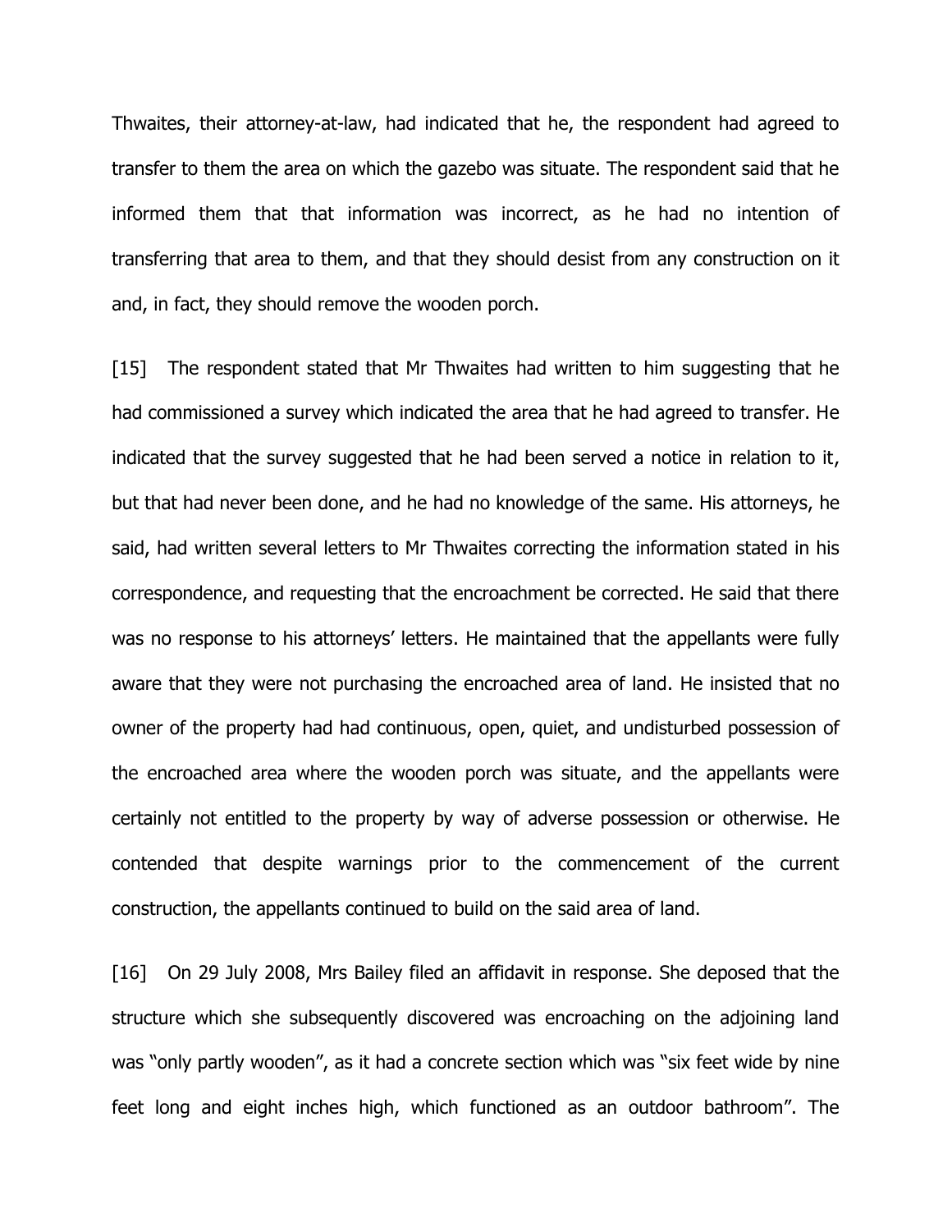Thwaites, their attorney-at-law, had indicated that he, the respondent had agreed to transfer to them the area on which the gazebo was situate. The respondent said that he informed them that that information was incorrect, as he had no intention of transferring that area to them, and that they should desist from any construction on it and, in fact, they should remove the wooden porch.

[15] The respondent stated that Mr Thwaites had written to him suggesting that he had commissioned a survey which indicated the area that he had agreed to transfer. He indicated that the survey suggested that he had been served a notice in relation to it, but that had never been done, and he had no knowledge of the same. His attorneys, he said, had written several letters to Mr Thwaites correcting the information stated in his correspondence, and requesting that the encroachment be corrected. He said that there was no response to his attorneys' letters. He maintained that the appellants were fully aware that they were not purchasing the encroached area of land. He insisted that no owner of the property had had continuous, open, quiet, and undisturbed possession of the encroached area where the wooden porch was situate, and the appellants were certainly not entitled to the property by way of adverse possession or otherwise. He contended that despite warnings prior to the commencement of the current construction, the appellants continued to build on the said area of land.

[16] On 29 July 2008, Mrs Bailey filed an affidavit in response. She deposed that the structure which she subsequently discovered was encroaching on the adjoining land was "only partly wooden", as it had a concrete section which was "six feet wide by nine feet long and eight inches high, which functioned as an outdoor bathroom". The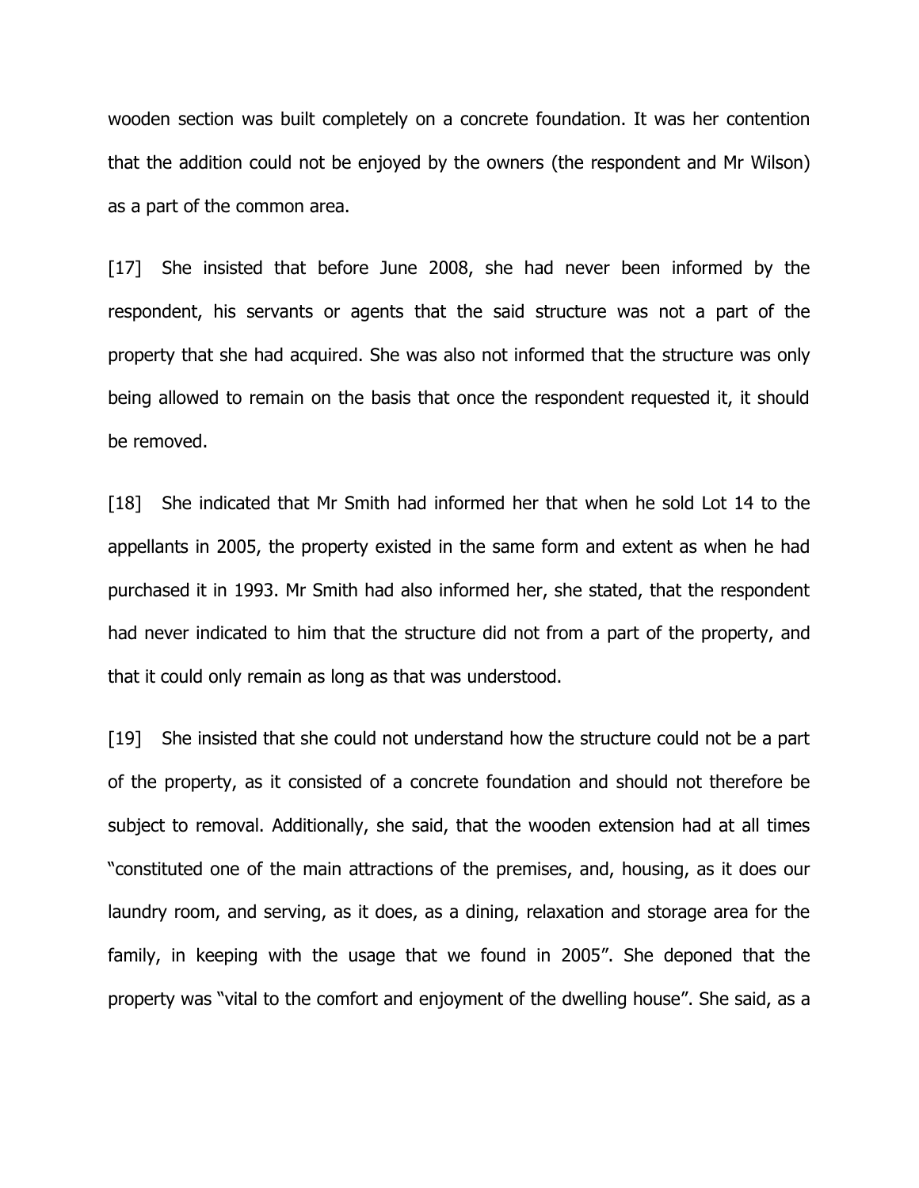wooden section was built completely on a concrete foundation. It was her contention that the addition could not be enjoyed by the owners (the respondent and Mr Wilson) as a part of the common area.

[17] She insisted that before June 2008, she had never been informed by the respondent, his servants or agents that the said structure was not a part of the property that she had acquired. She was also not informed that the structure was only being allowed to remain on the basis that once the respondent requested it, it should be removed.

[18] She indicated that Mr Smith had informed her that when he sold Lot 14 to the appellants in 2005, the property existed in the same form and extent as when he had purchased it in 1993. Mr Smith had also informed her, she stated, that the respondent had never indicated to him that the structure did not from a part of the property, and that it could only remain as long as that was understood.

[19] She insisted that she could not understand how the structure could not be a part of the property, as it consisted of a concrete foundation and should not therefore be subject to removal. Additionally, she said, that the wooden extension had at all times "constituted one of the main attractions of the premises, and, housing, as it does our laundry room, and serving, as it does, as a dining, relaxation and storage area for the family, in keeping with the usage that we found in 2005". She deponed that the property was "vital to the comfort and enjoyment of the dwelling house". She said, as a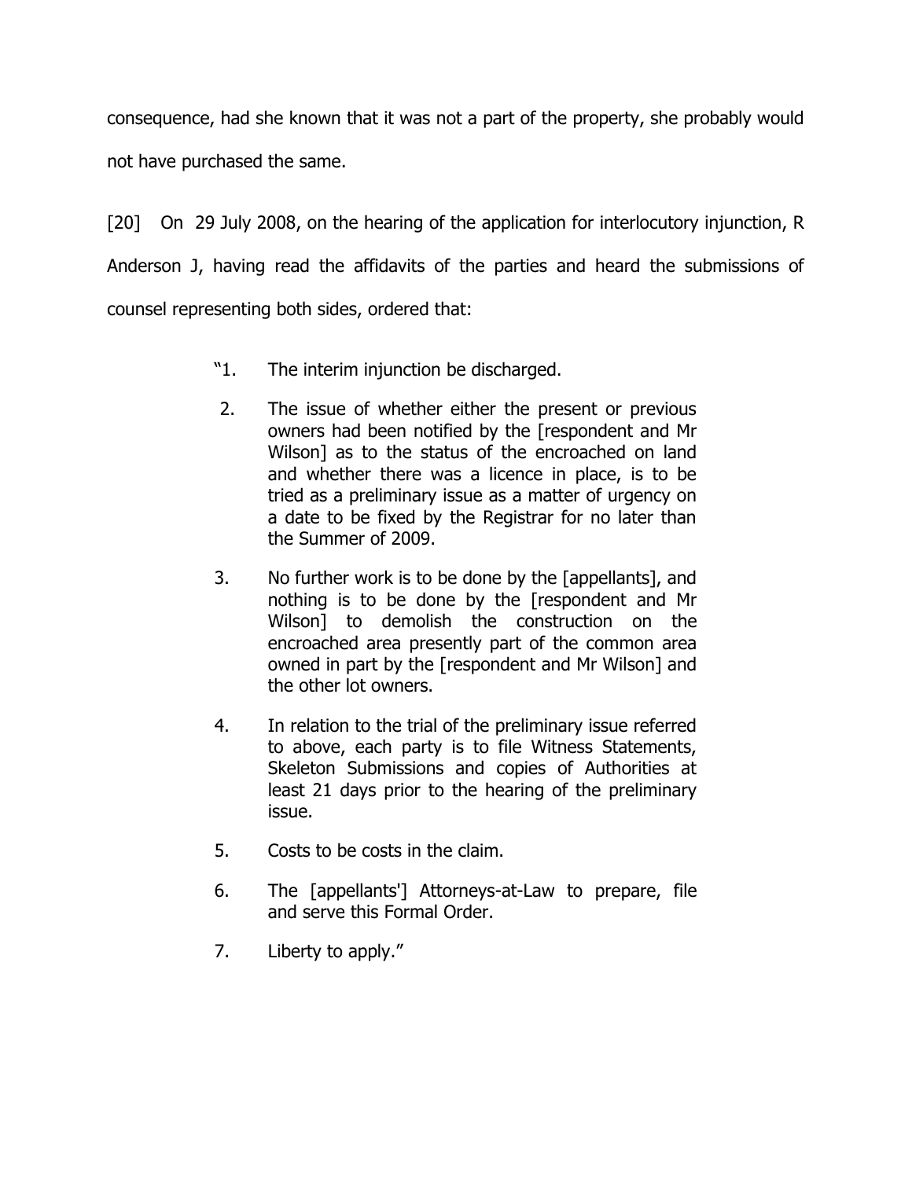consequence, had she known that it was not a part of the property, she probably would not have purchased the same.

[20] On 29 July 2008, on the hearing of the application for interlocutory injunction, R Anderson J, having read the affidavits of the parties and heard the submissions of counsel representing both sides, ordered that:

> "1. The interim injunction be discharged.
>
> 2. The issue of whether either the present or previous owners had been notified by the [respondent and Mr Wilson] as to the status of the encroached on land and whether there was a licence in place, is to be tried as a preliminary issue as a matter of urgency on a date to be fixed by the Registrar for no later than the Summer of 2009.
>
> 3. No further work is to be done by the [appellants], and nothing is to be done by the [respondent and Mr Wilson] to demolish the construction on the encroached area presently part of the common area owned in part by the [respondent and Mr Wilson] and the other lot owners.
>
> 4. In relation to the trial of the preliminary issue referred to above, each party is to file Witness Statements, Skeleton Submissions and copies of Authorities at least 21 days prior to the hearing of the preliminary issue.
>
> 5. Costs to be costs in the claim.
>
> 6. The [appellants'] Attorneys-at-Law to prepare, file and serve this Formal Order.
>
> 7. Liberty to apply."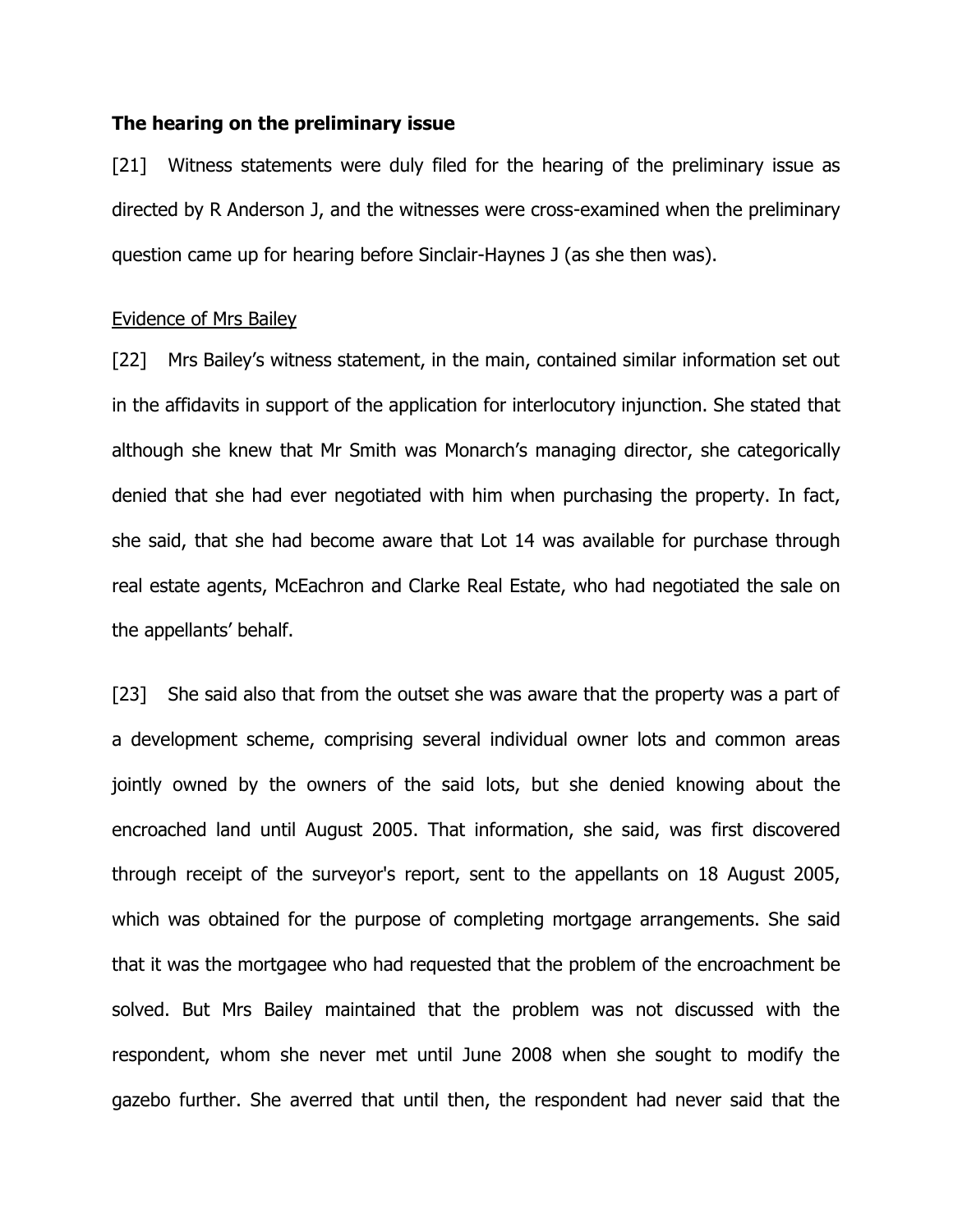**The hearing on the preliminary issue**

[21] Witness statements were duly filed for the hearing of the preliminary issue as directed by R Anderson J, and the witnesses were cross-examined when the preliminary question came up for hearing before Sinclair-Haynes J (as she then was).

Evidence of Mrs Bailey

[22] Mrs Bailey's witness statement, in the main, contained similar information set out in the affidavits in support of the application for interlocutory injunction. She stated that although she knew that Mr Smith was Monarch's managing director, she categorically denied that she had ever negotiated with him when purchasing the property. In fact, she said, that she had become aware that Lot 14 was available for purchase through real estate agents, McEachron and Clarke Real Estate, who had negotiated the sale on the appellants' behalf.

[23] She said also that from the outset she was aware that the property was a part of a development scheme, comprising several individual owner lots and common areas jointly owned by the owners of the said lots, but she denied knowing about the encroached land until August 2005. That information, she said, was first discovered through receipt of the surveyor's report, sent to the appellants on 18 August 2005, which was obtained for the purpose of completing mortgage arrangements. She said that it was the mortgagee who had requested that the problem of the encroachment be solved. But Mrs Bailey maintained that the problem was not discussed with the respondent, whom she never met until June 2008 when she sought to modify the gazebo further. She averred that until then, the respondent had never said that the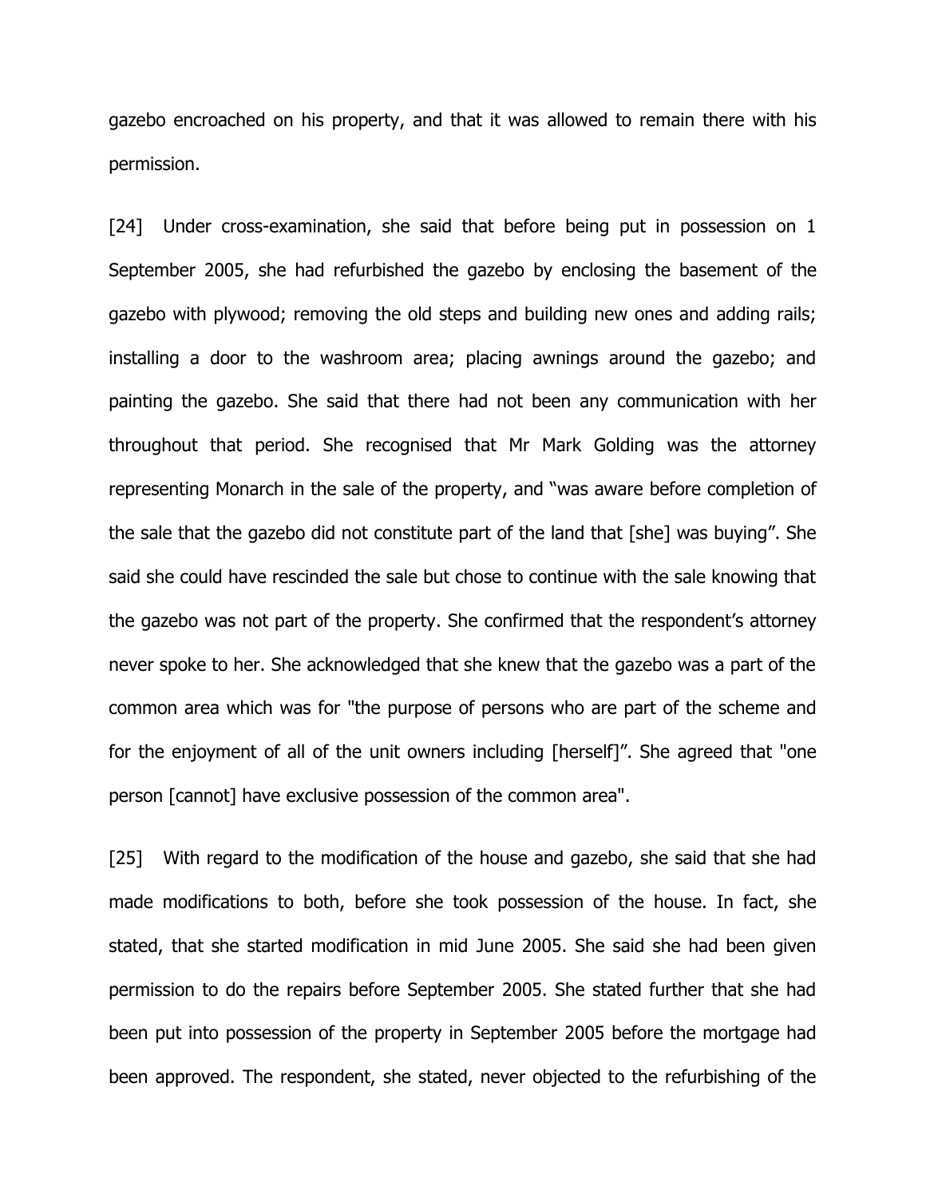gazebo encroached on his property, and that it was allowed to remain there with his permission.

[24] Under cross-examination, she said that before being put in possession on 1 September 2005, she had refurbished the gazebo by enclosing the basement of the gazebo with plywood; removing the old steps and building new ones and adding rails; installing a door to the washroom area; placing awnings around the gazebo; and painting the gazebo. She said that there had not been any communication with her throughout that period. She recognised that Mr Mark Golding was the attorney representing Monarch in the sale of the property, and "was aware before completion of the sale that the gazebo did not constitute part of the land that [she] was buying". She said she could have rescinded the sale but chose to continue with the sale knowing that the gazebo was not part of the property. She confirmed that the respondent's attorney never spoke to her. She acknowledged that she knew that the gazebo was a part of the common area which was for "the purpose of persons who are part of the scheme and for the enjoyment of all of the unit owners including [herself]". She agreed that "one person [cannot] have exclusive possession of the common area".

[25] With regard to the modification of the house and gazebo, she said that she had made modifications to both, before she took possession of the house. In fact, she stated, that she started modification in mid June 2005. She said she had been given permission to do the repairs before September 2005. She stated further that she had been put into possession of the property in September 2005 before the mortgage had been approved. The respondent, she stated, never objected to the refurbishing of the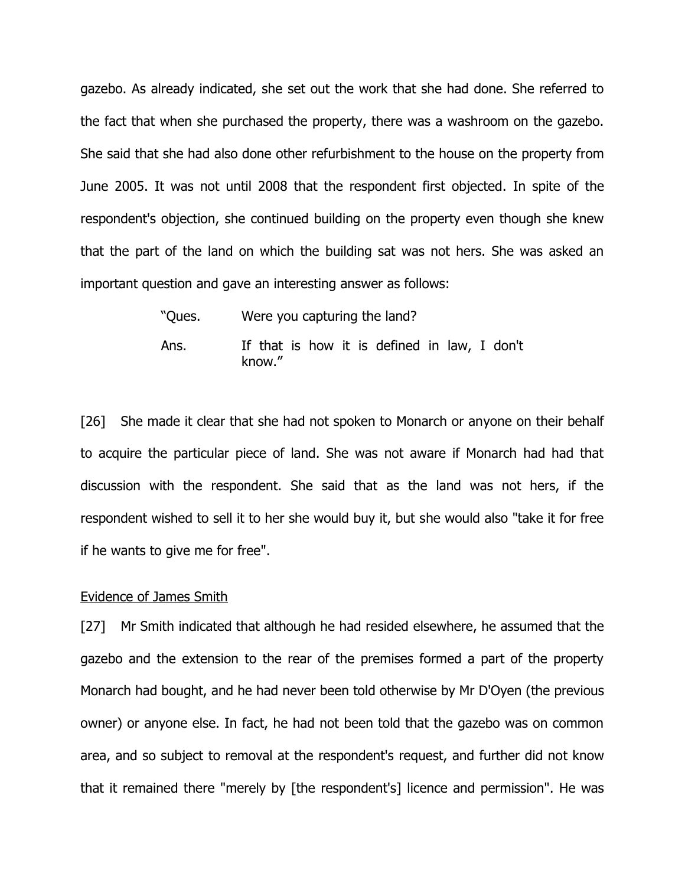gazebo. As already indicated, she set out the work that she had done. She referred to the fact that when she purchased the property, there was a washroom on the gazebo. She said that she had also done other refurbishment to the house on the property from June 2005. It was not until 2008 that the respondent first objected. In spite of the respondent's objection, she continued building on the property even though she knew that the part of the land on which the building sat was not hers. She was asked an important question and gave an interesting answer as follows:

> "Ques. Were you capturing the land?
>
> Ans. If that is how it is defined in law, I don't know."

[26] She made it clear that she had not spoken to Monarch or anyone on their behalf to acquire the particular piece of land. She was not aware if Monarch had had that discussion with the respondent. She said that as the land was not hers, if the respondent wished to sell it to her she would buy it, but she would also "take it for free if he wants to give me for free".

<u>Evidence of James Smith</u>

[27] Mr Smith indicated that although he had resided elsewhere, he assumed that the gazebo and the extension to the rear of the premises formed a part of the property Monarch had bought, and he had never been told otherwise by Mr D'Oyen (the previous owner) or anyone else. In fact, he had not been told that the gazebo was on common area, and so subject to removal at the respondent's request, and further did not know that it remained there "merely by [the respondent's] licence and permission". He was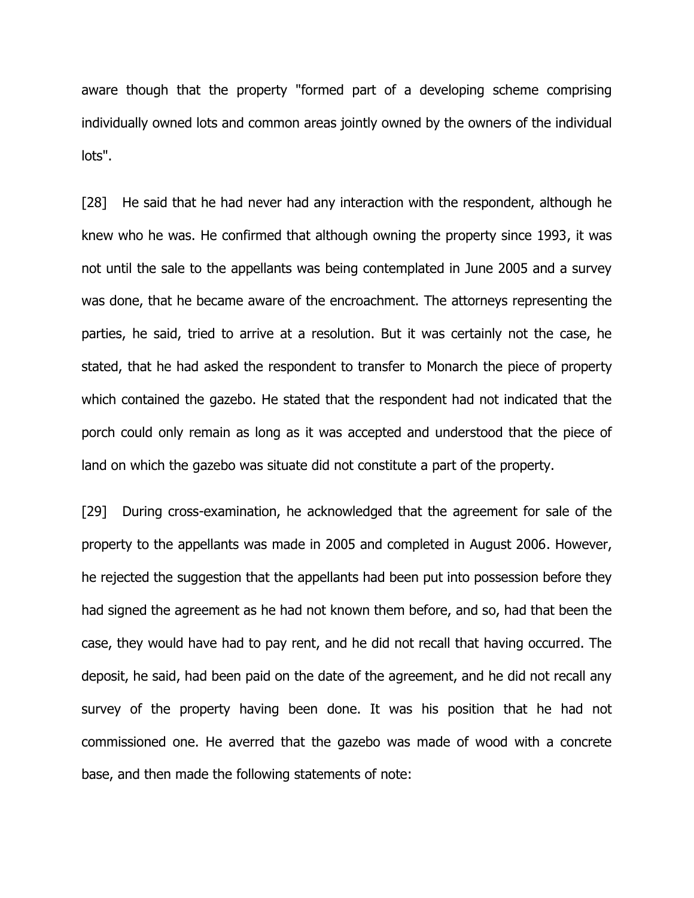aware though that the property "formed part of a developing scheme comprising individually owned lots and common areas jointly owned by the owners of the individual lots".

[28] He said that he had never had any interaction with the respondent, although he knew who he was. He confirmed that although owning the property since 1993, it was not until the sale to the appellants was being contemplated in June 2005 and a survey was done, that he became aware of the encroachment. The attorneys representing the parties, he said, tried to arrive at a resolution. But it was certainly not the case, he stated, that he had asked the respondent to transfer to Monarch the piece of property which contained the gazebo. He stated that the respondent had not indicated that the porch could only remain as long as it was accepted and understood that the piece of land on which the gazebo was situate did not constitute a part of the property.

[29] During cross-examination, he acknowledged that the agreement for sale of the property to the appellants was made in 2005 and completed in August 2006. However, he rejected the suggestion that the appellants had been put into possession before they had signed the agreement as he had not known them before, and so, had that been the case, they would have had to pay rent, and he did not recall that having occurred. The deposit, he said, had been paid on the date of the agreement, and he did not recall any survey of the property having been done. It was his position that he had not commissioned one. He averred that the gazebo was made of wood with a concrete base, and then made the following statements of note: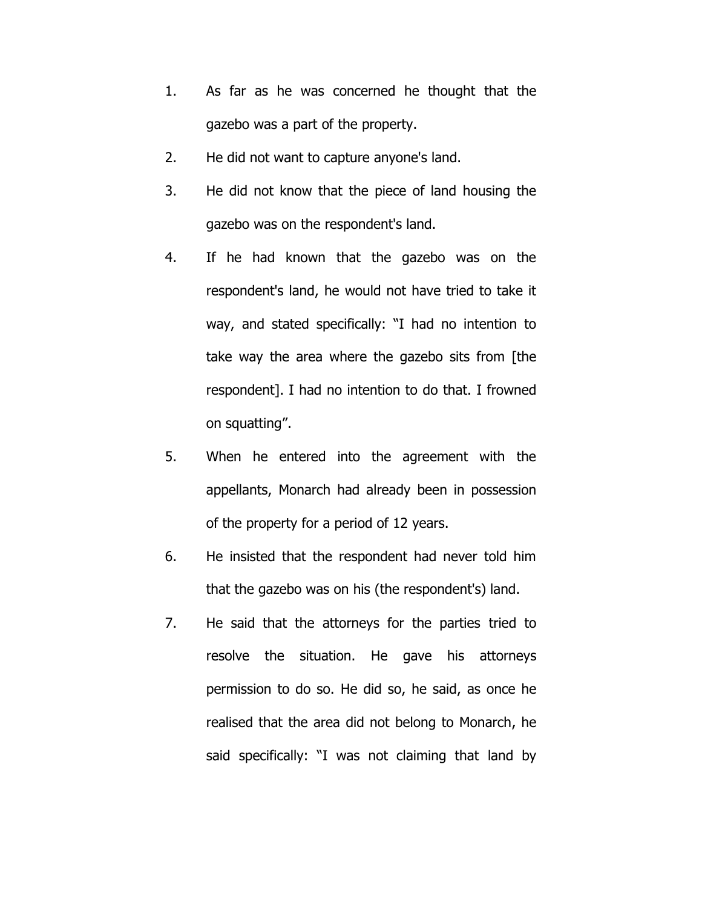1. As far as he was concerned he thought that the gazebo was a part of the property.
2. He did not want to capture anyone's land.
3. He did not know that the piece of land housing the gazebo was on the respondent's land.
4. If he had known that the gazebo was on the respondent's land, he would not have tried to take it way, and stated specifically: "I had no intention to take way the area where the gazebo sits from [the respondent]. I had no intention to do that. I frowned on squatting".
5. When he entered into the agreement with the appellants, Monarch had already been in possession of the property for a period of 12 years.
6. He insisted that the respondent had never told him that the gazebo was on his (the respondent's) land.
7. He said that the attorneys for the parties tried to resolve the situation. He gave his attorneys permission to do so. He did so, he said, as once he realised that the area did not belong to Monarch, he said specifically: "I was not claiming that land by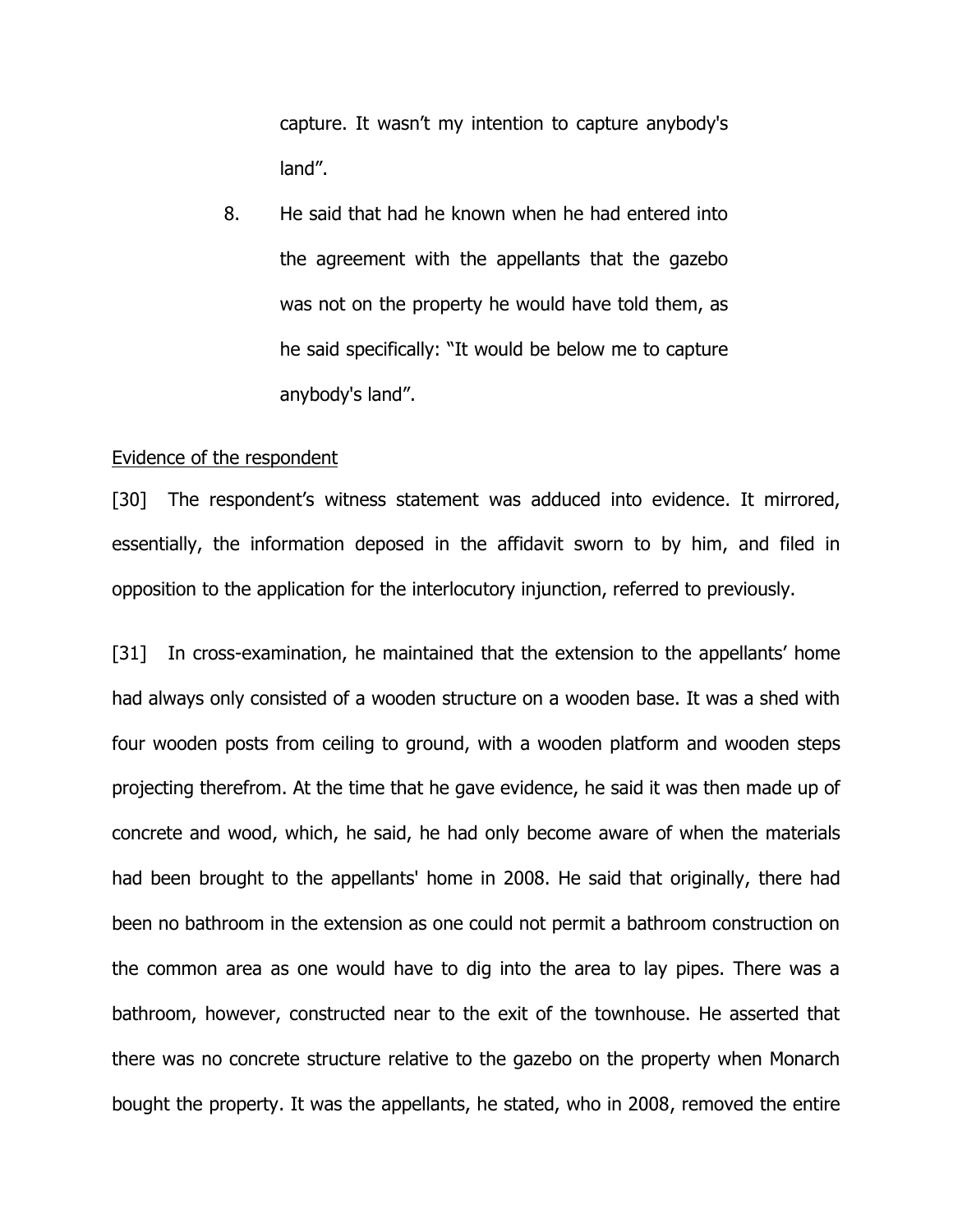capture. It wasn't my intention to capture anybody's land".

8. He said that had he known when he had entered into the agreement with the appellants that the gazebo was not on the property he would have told them, as he said specifically: "It would be below me to capture anybody's land".

<u>Evidence of the respondent</u>

[30] The respondent's witness statement was adduced into evidence. It mirrored, essentially, the information deposed in the affidavit sworn to by him, and filed in opposition to the application for the interlocutory injunction, referred to previously.

[31] In cross-examination, he maintained that the extension to the appellants' home had always only consisted of a wooden structure on a wooden base. It was a shed with four wooden posts from ceiling to ground, with a wooden platform and wooden steps projecting therefrom. At the time that he gave evidence, he said it was then made up of concrete and wood, which, he said, he had only become aware of when the materials had been brought to the appellants' home in 2008. He said that originally, there had been no bathroom in the extension as one could not permit a bathroom construction on the common area as one would have to dig into the area to lay pipes. There was a bathroom, however, constructed near to the exit of the townhouse. He asserted that there was no concrete structure relative to the gazebo on the property when Monarch bought the property. It was the appellants, he stated, who in 2008, removed the entire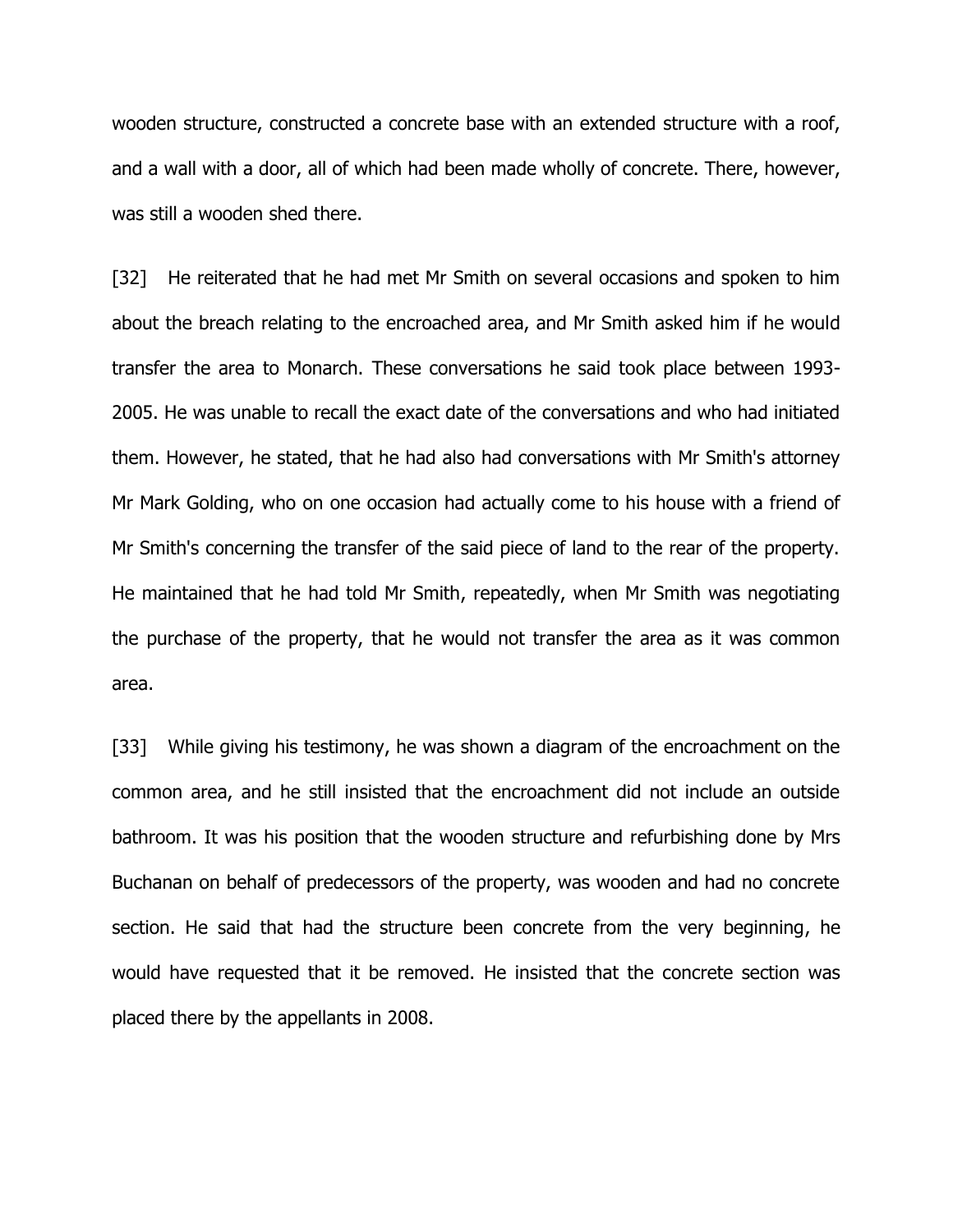wooden structure, constructed a concrete base with an extended structure with a roof, and a wall with a door, all of which had been made wholly of concrete. There, however, was still a wooden shed there.

[32] He reiterated that he had met Mr Smith on several occasions and spoken to him about the breach relating to the encroached area, and Mr Smith asked him if he would transfer the area to Monarch. These conversations he said took place between 1993-2005. He was unable to recall the exact date of the conversations and who had initiated them. However, he stated, that he had also had conversations with Mr Smith's attorney Mr Mark Golding, who on one occasion had actually come to his house with a friend of Mr Smith's concerning the transfer of the said piece of land to the rear of the property. He maintained that he had told Mr Smith, repeatedly, when Mr Smith was negotiating the purchase of the property, that he would not transfer the area as it was common area.

[33] While giving his testimony, he was shown a diagram of the encroachment on the common area, and he still insisted that the encroachment did not include an outside bathroom. It was his position that the wooden structure and refurbishing done by Mrs Buchanan on behalf of predecessors of the property, was wooden and had no concrete section. He said that had the structure been concrete from the very beginning, he would have requested that it be removed. He insisted that the concrete section was placed there by the appellants in 2008.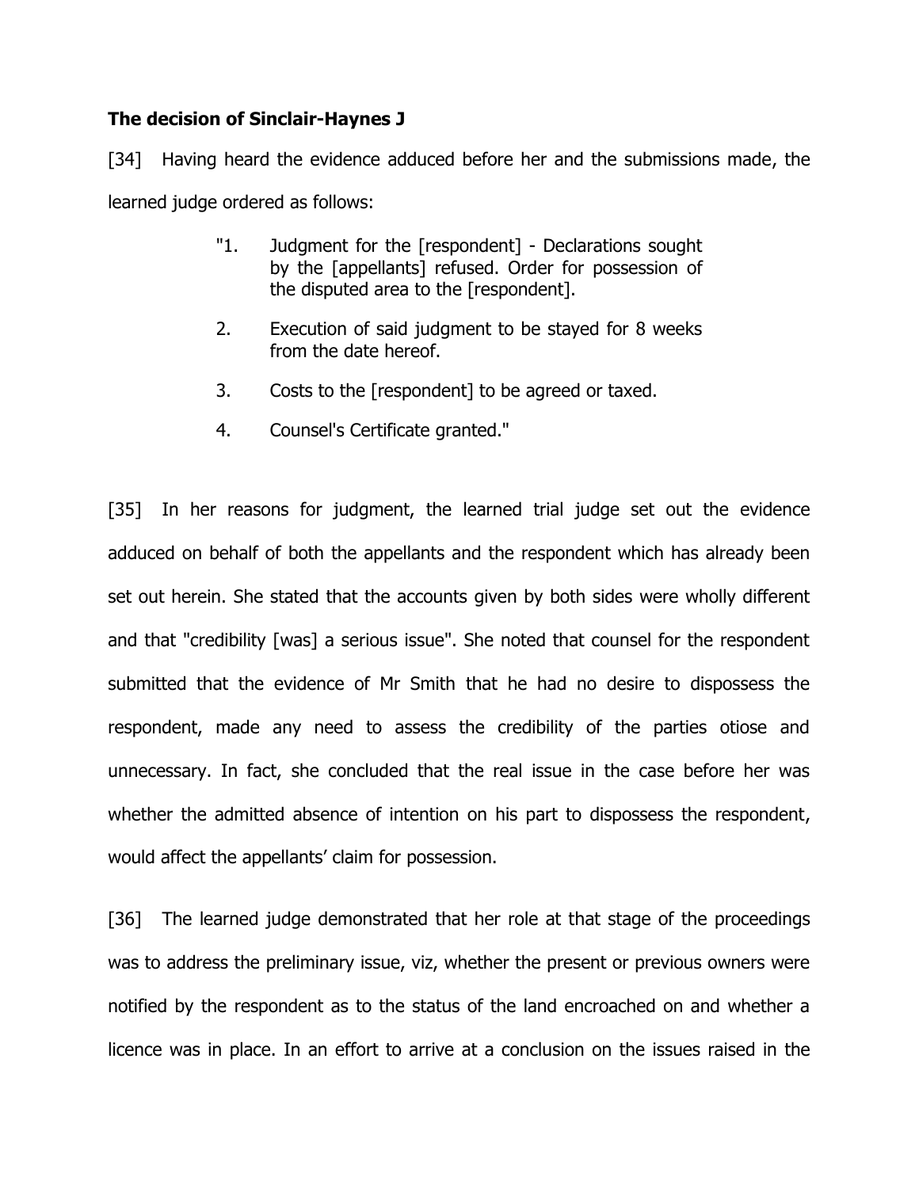**The decision of Sinclair-Haynes J**

[34] Having heard the evidence adduced before her and the submissions made, the learned judge ordered as follows:

> "1. Judgment for the [respondent] - Declarations sought by the [appellants] refused. Order for possession of the disputed area to the [respondent].
>
> 2. Execution of said judgment to be stayed for 8 weeks from the date hereof.
>
> 3. Costs to the [respondent] to be agreed or taxed.
>
> 4. Counsel's Certificate granted."

[35] In her reasons for judgment, the learned trial judge set out the evidence adduced on behalf of both the appellants and the respondent which has already been set out herein. She stated that the accounts given by both sides were wholly different and that "credibility [was] a serious issue". She noted that counsel for the respondent submitted that the evidence of Mr Smith that he had no desire to dispossess the respondent, made any need to assess the credibility of the parties otiose and unnecessary. In fact, she concluded that the real issue in the case before her was whether the admitted absence of intention on his part to dispossess the respondent, would affect the appellants' claim for possession.

[36] The learned judge demonstrated that her role at that stage of the proceedings was to address the preliminary issue, viz, whether the present or previous owners were notified by the respondent as to the status of the land encroached on and whether a licence was in place. In an effort to arrive at a conclusion on the issues raised in the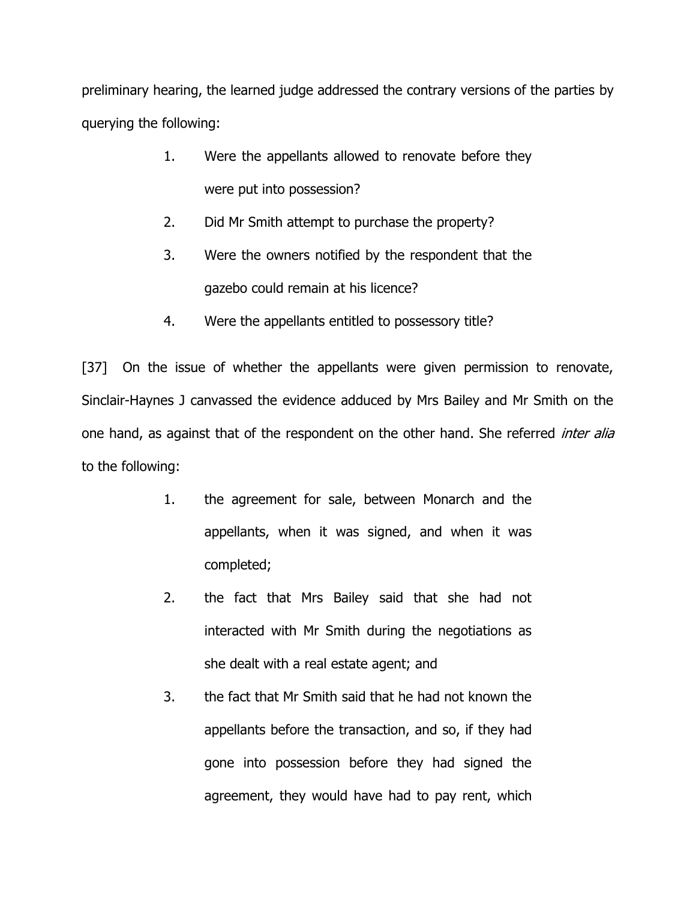preliminary hearing, the learned judge addressed the contrary versions of the parties by querying the following:

1. Were the appellants allowed to renovate before they were put into possession?
2. Did Mr Smith attempt to purchase the property?
3. Were the owners notified by the respondent that the gazebo could remain at his licence?
4. Were the appellants entitled to possessory title?

[37] On the issue of whether the appellants were given permission to renovate, Sinclair-Haynes J canvassed the evidence adduced by Mrs Bailey and Mr Smith on the one hand, as against that of the respondent on the other hand. She referred *inter alia* to the following:

1. the agreement for sale, between Monarch and the appellants, when it was signed, and when it was completed;
2. the fact that Mrs Bailey said that she had not interacted with Mr Smith during the negotiations as she dealt with a real estate agent; and
3. the fact that Mr Smith said that he had not known the appellants before the transaction, and so, if they had gone into possession before they had signed the agreement, they would have had to pay rent, which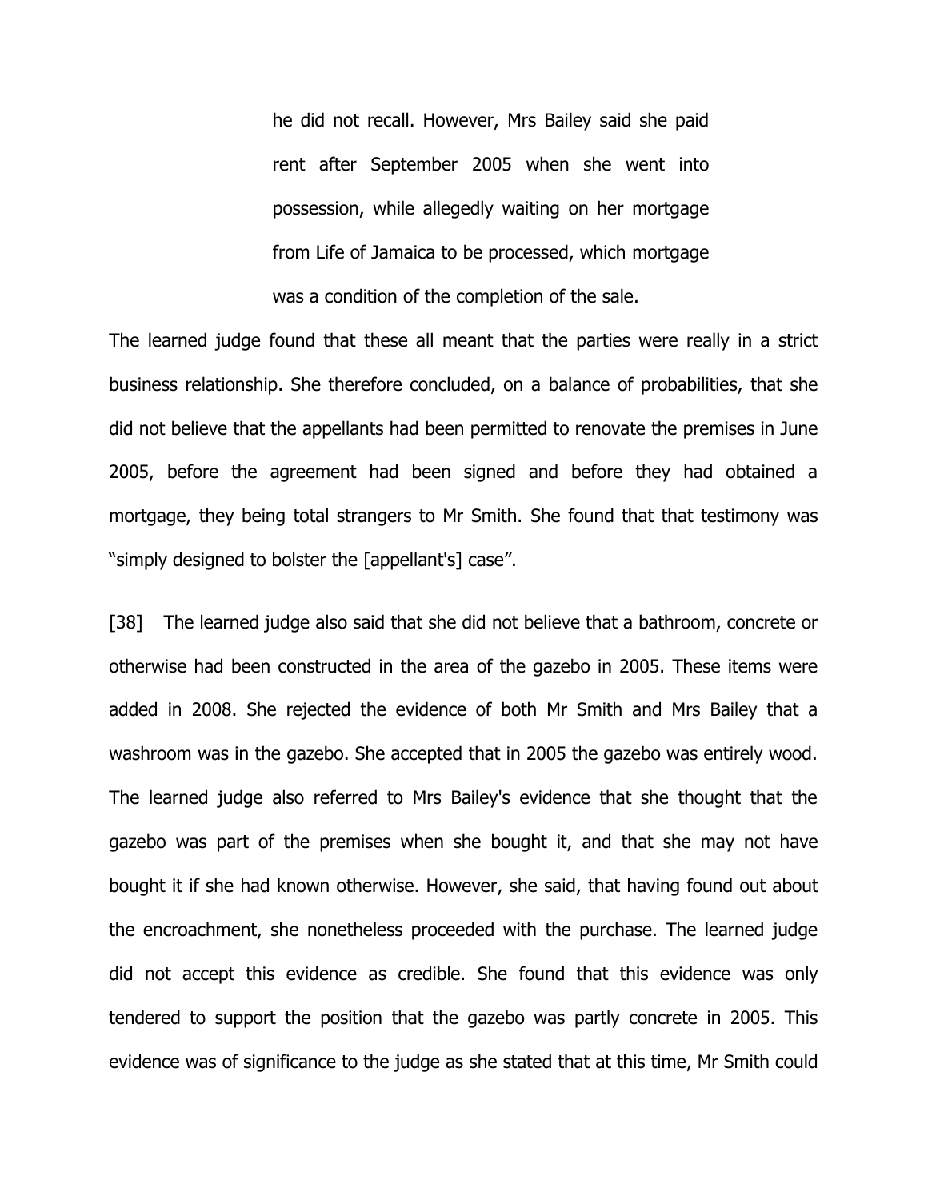> he did not recall. However, Mrs Bailey said she paid rent after September 2005 when she went into possession, while allegedly waiting on her mortgage from Life of Jamaica to be processed, which mortgage was a condition of the completion of the sale.

The learned judge found that these all meant that the parties were really in a strict business relationship. She therefore concluded, on a balance of probabilities, that she did not believe that the appellants had been permitted to renovate the premises in June 2005, before the agreement had been signed and before they had obtained a mortgage, they being total strangers to Mr Smith. She found that that testimony was "simply designed to bolster the [appellant's] case".

[38] The learned judge also said that she did not believe that a bathroom, concrete or otherwise had been constructed in the area of the gazebo in 2005. These items were added in 2008. She rejected the evidence of both Mr Smith and Mrs Bailey that a washroom was in the gazebo. She accepted that in 2005 the gazebo was entirely wood. The learned judge also referred to Mrs Bailey's evidence that she thought that the gazebo was part of the premises when she bought it, and that she may not have bought it if she had known otherwise. However, she said, that having found out about the encroachment, she nonetheless proceeded with the purchase. The learned judge did not accept this evidence as credible. She found that this evidence was only tendered to support the position that the gazebo was partly concrete in 2005. This evidence was of significance to the judge as she stated that at this time, Mr Smith could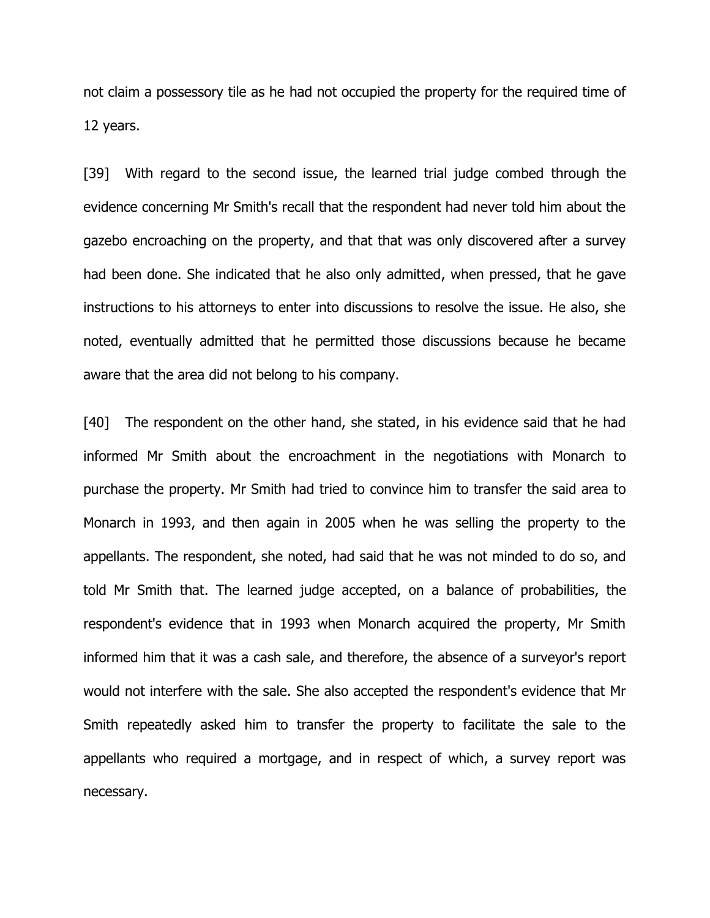not claim a possessory tile as he had not occupied the property for the required time of 12 years.

[39] With regard to the second issue, the learned trial judge combed through the evidence concerning Mr Smith's recall that the respondent had never told him about the gazebo encroaching on the property, and that that was only discovered after a survey had been done. She indicated that he also only admitted, when pressed, that he gave instructions to his attorneys to enter into discussions to resolve the issue. He also, she noted, eventually admitted that he permitted those discussions because he became aware that the area did not belong to his company.

[40] The respondent on the other hand, she stated, in his evidence said that he had informed Mr Smith about the encroachment in the negotiations with Monarch to purchase the property. Mr Smith had tried to convince him to transfer the said area to Monarch in 1993, and then again in 2005 when he was selling the property to the appellants. The respondent, she noted, had said that he was not minded to do so, and told Mr Smith that. The learned judge accepted, on a balance of probabilities, the respondent's evidence that in 1993 when Monarch acquired the property, Mr Smith informed him that it was a cash sale, and therefore, the absence of a surveyor's report would not interfere with the sale. She also accepted the respondent's evidence that Mr Smith repeatedly asked him to transfer the property to facilitate the sale to the appellants who required a mortgage, and in respect of which, a survey report was necessary.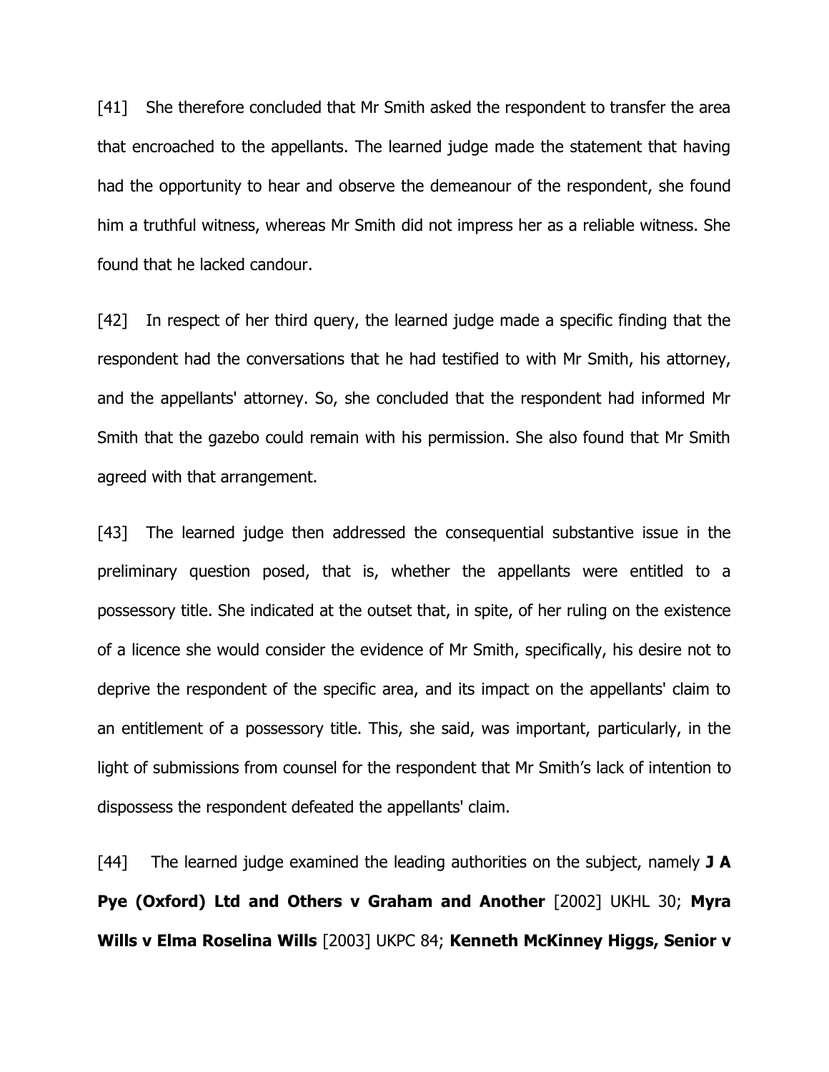[41] She therefore concluded that Mr Smith asked the respondent to transfer the area that encroached to the appellants. The learned judge made the statement that having had the opportunity to hear and observe the demeanour of the respondent, she found him a truthful witness, whereas Mr Smith did not impress her as a reliable witness. She found that he lacked candour.

[42] In respect of her third query, the learned judge made a specific finding that the respondent had the conversations that he had testified to with Mr Smith, his attorney, and the appellants' attorney. So, she concluded that the respondent had informed Mr Smith that the gazebo could remain with his permission. She also found that Mr Smith agreed with that arrangement.

[43] The learned judge then addressed the consequential substantive issue in the preliminary question posed, that is, whether the appellants were entitled to a possessory title. She indicated at the outset that, in spite, of her ruling on the existence of a licence she would consider the evidence of Mr Smith, specifically, his desire not to deprive the respondent of the specific area, and its impact on the appellants' claim to an entitlement of a possessory title. This, she said, was important, particularly, in the light of submissions from counsel for the respondent that Mr Smith's lack of intention to dispossess the respondent defeated the appellants' claim.

[44] The learned judge examined the leading authorities on the subject, namely **J A Pye (Oxford) Ltd and Others v Graham and Another** [2002] UKHL 30; **Myra Wills v Elma Roselina Wills** [2003] UKPC 84; **Kenneth McKinney Higgs, Senior v**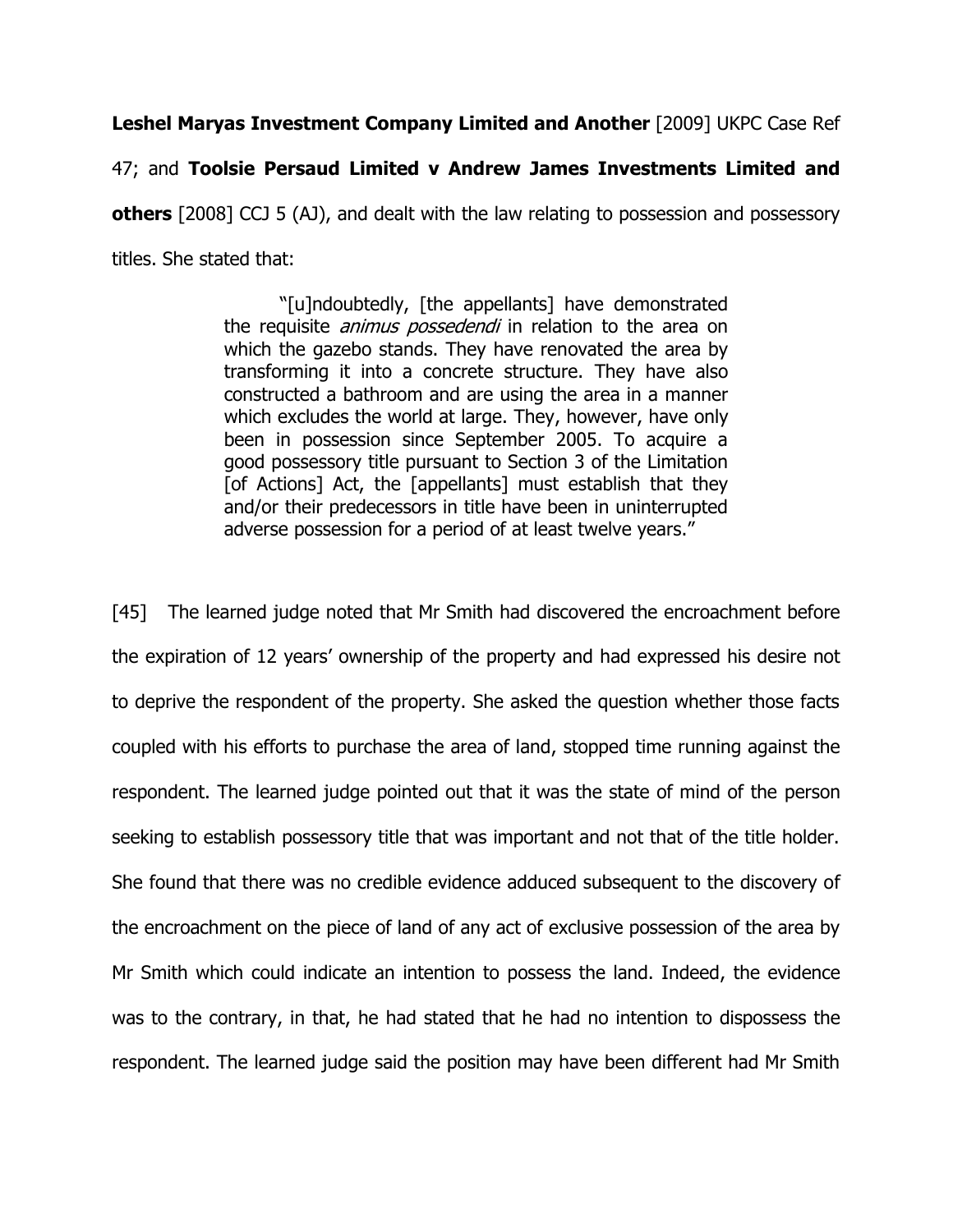**Leshel Maryas Investment Company Limited and Another** [2009] UKPC Case Ref 47; and **Toolsie Persaud Limited v Andrew James Investments Limited and others** [2008] CCJ 5 (AJ), and dealt with the law relating to possession and possessory titles. She stated that:

> "[u]ndoubtedly, [the appellants] have demonstrated the requisite *animus possedendi* in relation to the area on which the gazebo stands. They have renovated the area by transforming it into a concrete structure. They have also constructed a bathroom and are using the area in a manner which excludes the world at large. They, however, have only been in possession since September 2005. To acquire a good possessory title pursuant to Section 3 of the Limitation [of Actions] Act, the [appellants] must establish that they and/or their predecessors in title have been in uninterrupted adverse possession for a period of at least twelve years."

[45] The learned judge noted that Mr Smith had discovered the encroachment before the expiration of 12 years' ownership of the property and had expressed his desire not to deprive the respondent of the property. She asked the question whether those facts coupled with his efforts to purchase the area of land, stopped time running against the respondent. The learned judge pointed out that it was the state of mind of the person seeking to establish possessory title that was important and not that of the title holder. She found that there was no credible evidence adduced subsequent to the discovery of the encroachment on the piece of land of any act of exclusive possession of the area by Mr Smith which could indicate an intention to possess the land. Indeed, the evidence was to the contrary, in that, he had stated that he had no intention to dispossess the respondent. The learned judge said the position may have been different had Mr Smith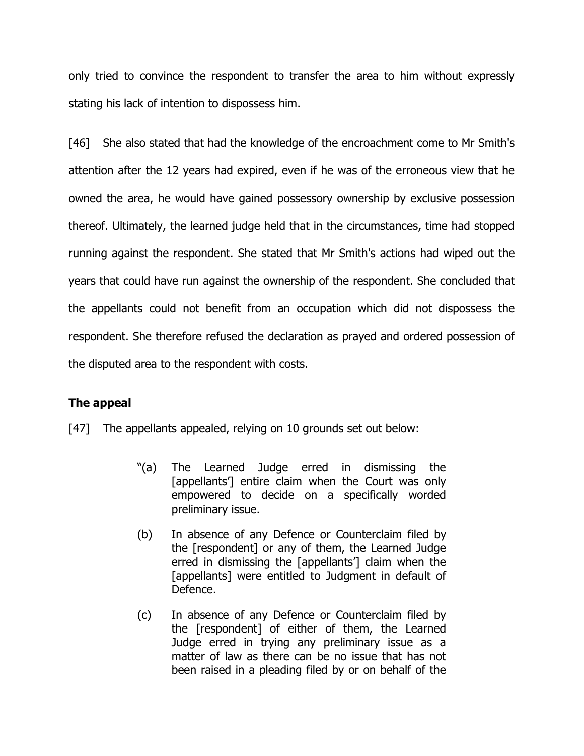only tried to convince the respondent to transfer the area to him without expressly stating his lack of intention to dispossess him.

[46] She also stated that had the knowledge of the encroachment come to Mr Smith's attention after the 12 years had expired, even if he was of the erroneous view that he owned the area, he would have gained possessory ownership by exclusive possession thereof. Ultimately, the learned judge held that in the circumstances, time had stopped running against the respondent. She stated that Mr Smith's actions had wiped out the years that could have run against the ownership of the respondent. She concluded that the appellants could not benefit from an occupation which did not dispossess the respondent. She therefore refused the declaration as prayed and ordered possession of the disputed area to the respondent with costs.

## The appeal

[47] The appellants appealed, relying on 10 grounds set out below:

> "(a) The Learned Judge erred in dismissing the [appellants'] entire claim when the Court was only empowered to decide on a specifically worded preliminary issue.
>
> (b) In absence of any Defence or Counterclaim filed by the [respondent] or any of them, the Learned Judge erred in dismissing the [appellants'] claim when the [appellants] were entitled to Judgment in default of Defence.
>
> (c) In absence of any Defence or Counterclaim filed by the [respondent] of either of them, the Learned Judge erred in trying any preliminary issue as a matter of law as there can be no issue that has not been raised in a pleading filed by or on behalf of the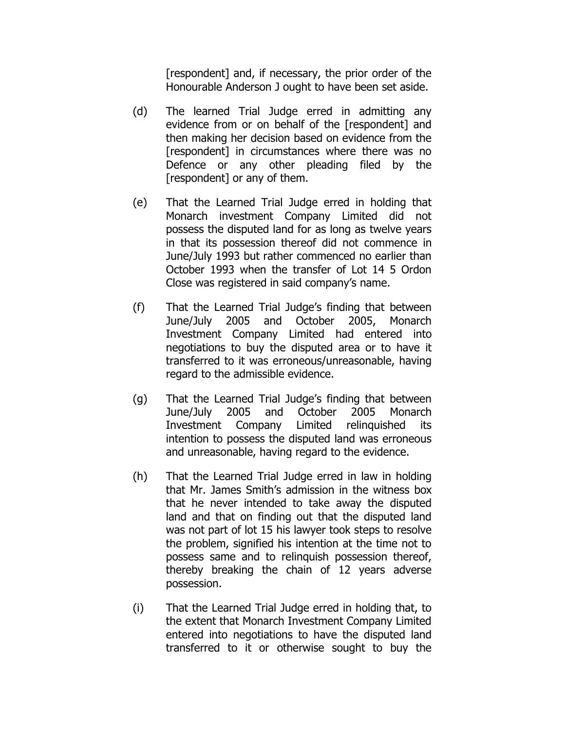[respondent] and, if necessary, the prior order of the Honourable Anderson J ought to have been set aside.

(d) The learned Trial Judge erred in admitting any evidence from or on behalf of the [respondent] and then making her decision based on evidence from the [respondent] in circumstances where there was no Defence or any other pleading filed by the [respondent] or any of them.

(e) That the Learned Trial Judge erred in holding that Monarch investment Company Limited did not possess the disputed land for as long as twelve years in that its possession thereof did not commence in June/July 1993 but rather commenced no earlier than October 1993 when the transfer of Lot 14 5 Ordon Close was registered in said company's name.

(f) That the Learned Trial Judge's finding that between June/July 2005 and October 2005, Monarch Investment Company Limited had entered into negotiations to buy the disputed area or to have it transferred to it was erroneous/unreasonable, having regard to the admissible evidence.

(g) That the Learned Trial Judge's finding that between June/July 2005 and October 2005 Monarch Investment Company Limited relinquished its intention to possess the disputed land was erroneous and unreasonable, having regard to the evidence.

(h) That the Learned Trial Judge erred in law in holding that Mr. James Smith's admission in the witness box that he never intended to take away the disputed land and that on finding out that the disputed land was not part of lot 15 his lawyer took steps to resolve the problem, signified his intention at the time not to possess same and to relinquish possession thereof, thereby breaking the chain of 12 years adverse possession.

(i) That the Learned Trial Judge erred in holding that, to the extent that Monarch Investment Company Limited entered into negotiations to have the disputed land transferred to it or otherwise sought to buy the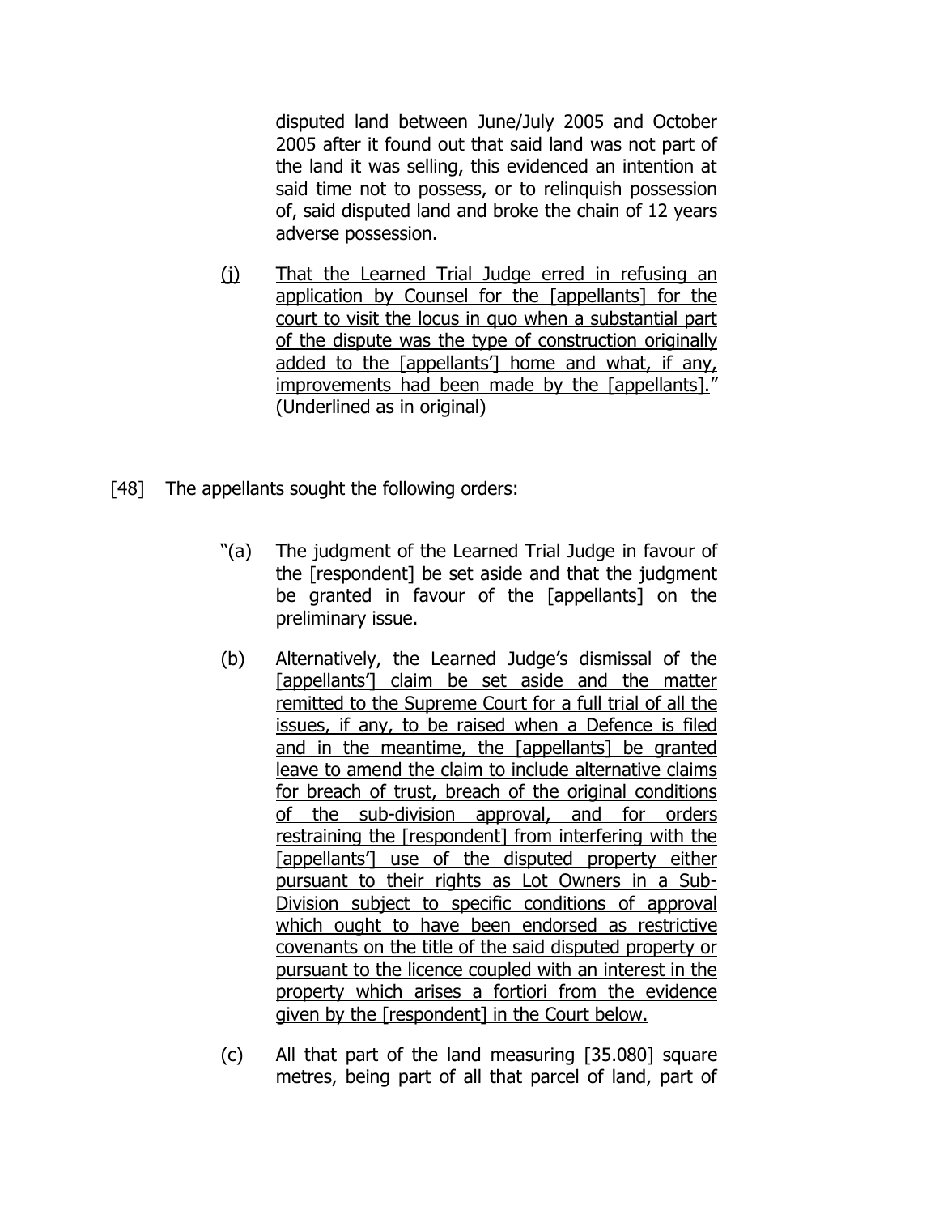disputed land between June/July 2005 and October 2005 after it found out that said land was not part of the land it was selling, this evidenced an intention at said time not to possess, or to relinquish possession of, said disputed land and broke the chain of 12 years adverse possession.

<u>(j)</u> <u>That the Learned Trial Judge erred in refusing an application by Counsel for the [appellants] for the court to visit the locus in quo when a substantial part of the dispute was the type of construction originally added to the [appellants'] home and what, if any, improvements had been made by the [appellants].</u>" (Underlined as in original)

[48] The appellants sought the following orders:

"(a) The judgment of the Learned Trial Judge in favour of the [respondent] be set aside and that the judgment be granted in favour of the [appellants] on the preliminary issue.

<u>(b)</u> <u>Alternatively, the Learned Judge's dismissal of the [appellants'] claim be set aside and the matter remitted to the Supreme Court for a full trial of all the issues, if any, to be raised when a Defence is filed and in the meantime, the [appellants] be granted leave to amend the claim to include alternative claims for breach of trust, breach of the original conditions of the sub-division approval, and for orders restraining the [respondent] from interfering with the [appellants'] use of the disputed property either pursuant to their rights as Lot Owners in a Sub-Division subject to specific conditions of approval which ought to have been endorsed as restrictive covenants on the title of the said disputed property or pursuant to the licence coupled with an interest in the property which arises a fortiori from the evidence given by the [respondent] in the Court below.</u>

(c) All that part of the land measuring [35.080] square metres, being part of all that parcel of land, part of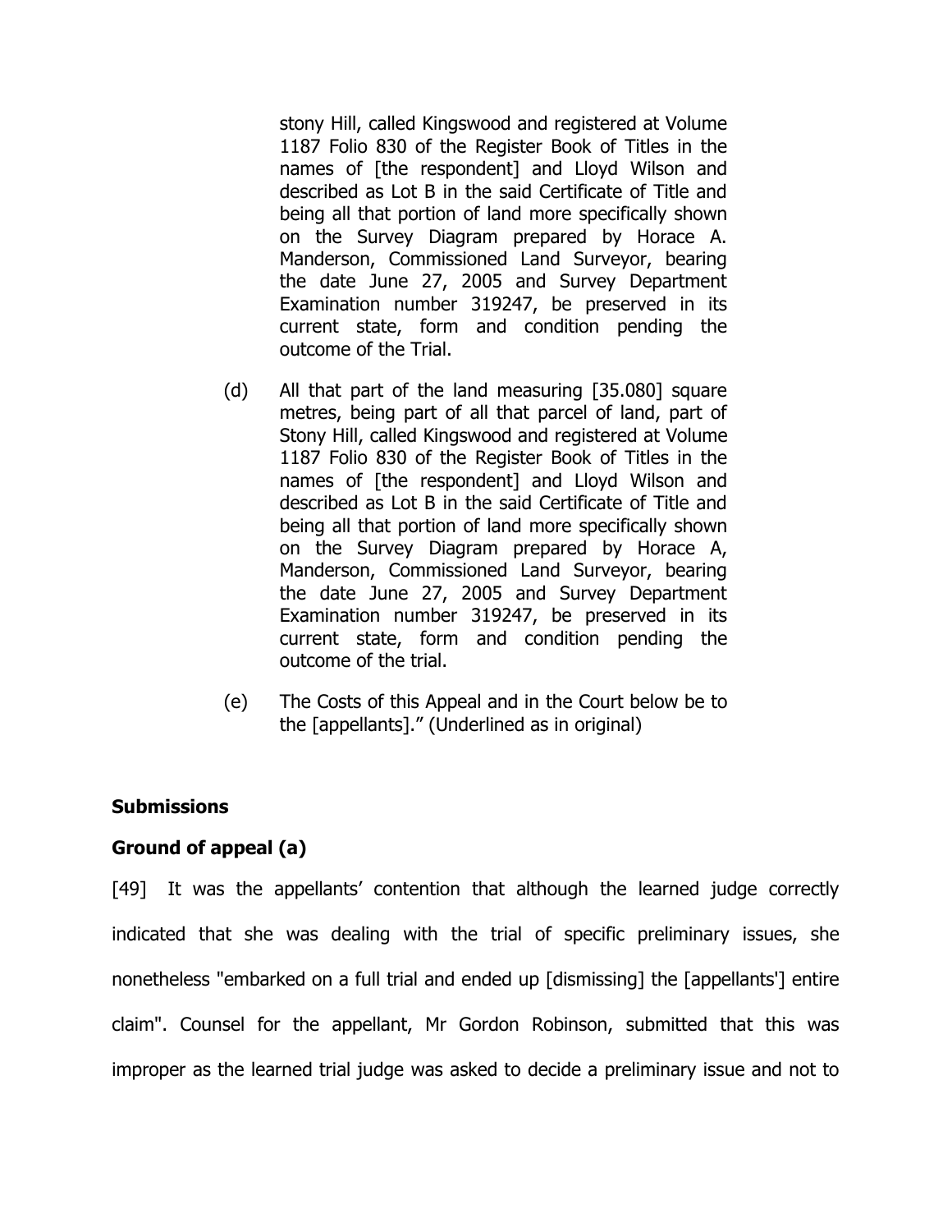stony Hill, called Kingswood and registered at Volume 1187 Folio 830 of the Register Book of Titles in the names of [the respondent] and Lloyd Wilson and described as Lot B in the said Certificate of Title and being all that portion of land more specifically shown on the Survey Diagram prepared by Horace A. Manderson, Commissioned Land Surveyor, bearing the date June 27, 2005 and Survey Department Examination number 319247, be preserved in its current state, form and condition pending the outcome of the Trial.

(d) All that part of the land measuring [35.080] square metres, being part of all that parcel of land, part of Stony Hill, called Kingswood and registered at Volume 1187 Folio 830 of the Register Book of Titles in the names of [the respondent] and Lloyd Wilson and described as Lot B in the said Certificate of Title and being all that portion of land more specifically shown on the Survey Diagram prepared by Horace A, Manderson, Commissioned Land Surveyor, bearing the date June 27, 2005 and Survey Department Examination number 319247, be preserved in its current state, form and condition pending the outcome of the trial.

(e) The Costs of this Appeal and in the Court below be to the [appellants]." (Underlined as in original)

**Submissions**

**Ground of appeal (a)**

[49] It was the appellants' contention that although the learned judge correctly indicated that she was dealing with the trial of specific preliminary issues, she nonetheless "embarked on a full trial and ended up [dismissing] the [appellants'] entire claim". Counsel for the appellant, Mr Gordon Robinson, submitted that this was improper as the learned trial judge was asked to decide a preliminary issue and not to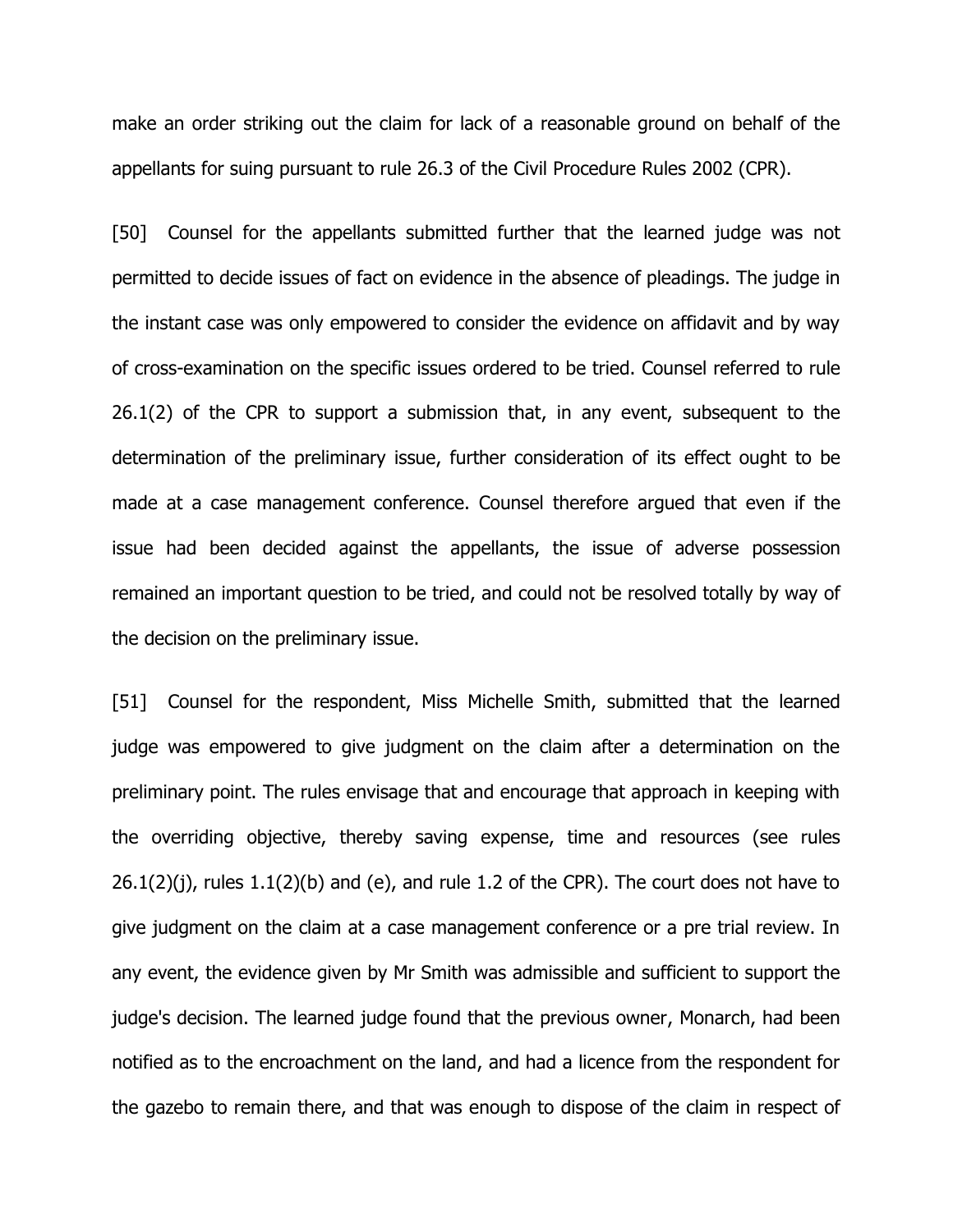make an order striking out the claim for lack of a reasonable ground on behalf of the appellants for suing pursuant to rule 26.3 of the Civil Procedure Rules 2002 (CPR).

[50] Counsel for the appellants submitted further that the learned judge was not permitted to decide issues of fact on evidence in the absence of pleadings. The judge in the instant case was only empowered to consider the evidence on affidavit and by way of cross-examination on the specific issues ordered to be tried. Counsel referred to rule 26.1(2) of the CPR to support a submission that, in any event, subsequent to the determination of the preliminary issue, further consideration of its effect ought to be made at a case management conference. Counsel therefore argued that even if the issue had been decided against the appellants, the issue of adverse possession remained an important question to be tried, and could not be resolved totally by way of the decision on the preliminary issue.

[51] Counsel for the respondent, Miss Michelle Smith, submitted that the learned judge was empowered to give judgment on the claim after a determination on the preliminary point. The rules envisage that and encourage that approach in keeping with the overriding objective, thereby saving expense, time and resources (see rules 26.1(2)(j), rules 1.1(2)(b) and (e), and rule 1.2 of the CPR). The court does not have to give judgment on the claim at a case management conference or a pre trial review. In any event, the evidence given by Mr Smith was admissible and sufficient to support the judge's decision. The learned judge found that the previous owner, Monarch, had been notified as to the encroachment on the land, and had a licence from the respondent for the gazebo to remain there, and that was enough to dispose of the claim in respect of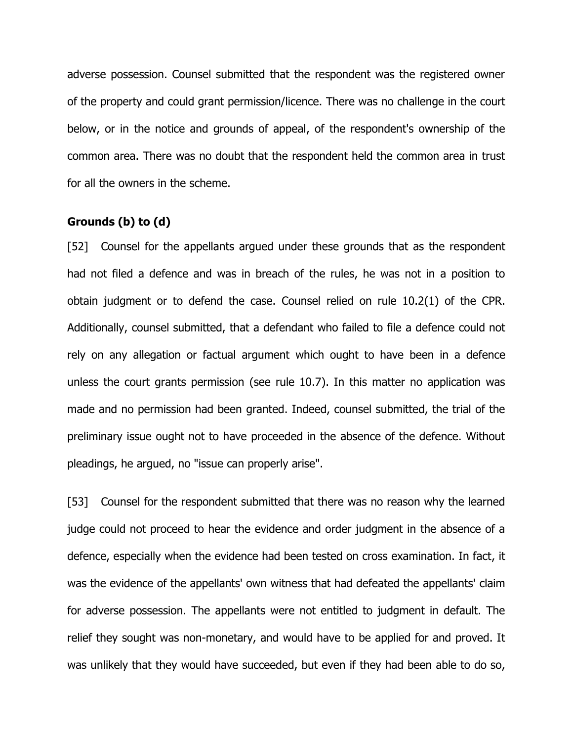adverse possession. Counsel submitted that the respondent was the registered owner of the property and could grant permission/licence. There was no challenge in the court below, or in the notice and grounds of appeal, of the respondent's ownership of the common area. There was no doubt that the respondent held the common area in trust for all the owners in the scheme.

**Grounds (b) to (d)**

[52] Counsel for the appellants argued under these grounds that as the respondent had not filed a defence and was in breach of the rules, he was not in a position to obtain judgment or to defend the case. Counsel relied on rule 10.2(1) of the CPR. Additionally, counsel submitted, that a defendant who failed to file a defence could not rely on any allegation or factual argument which ought to have been in a defence unless the court grants permission (see rule 10.7). In this matter no application was made and no permission had been granted. Indeed, counsel submitted, the trial of the preliminary issue ought not to have proceeded in the absence of the defence. Without pleadings, he argued, no "issue can properly arise".

[53] Counsel for the respondent submitted that there was no reason why the learned judge could not proceed to hear the evidence and order judgment in the absence of a defence, especially when the evidence had been tested on cross examination. In fact, it was the evidence of the appellants' own witness that had defeated the appellants' claim for adverse possession. The appellants were not entitled to judgment in default. The relief they sought was non-monetary, and would have to be applied for and proved. It was unlikely that they would have succeeded, but even if they had been able to do so,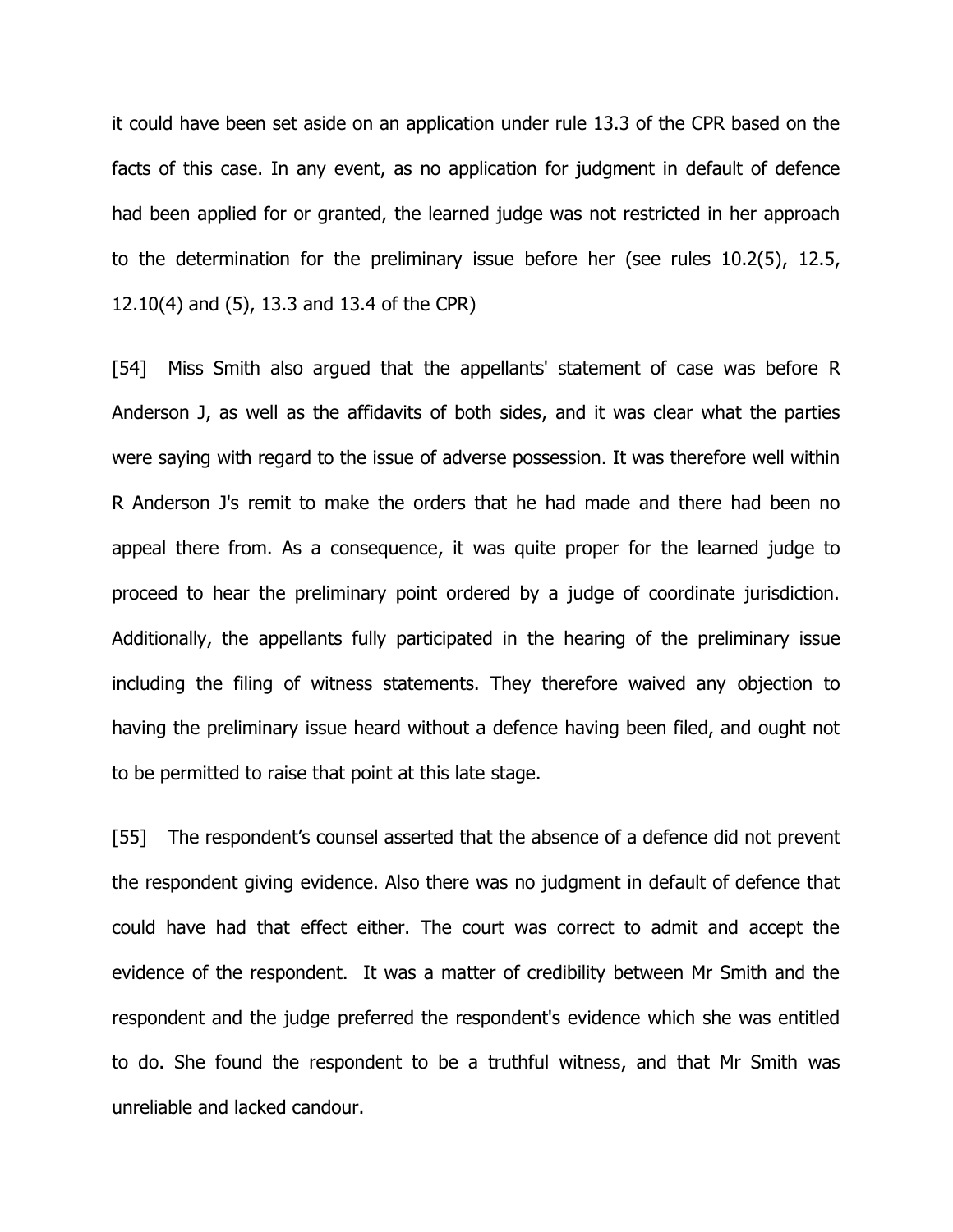it could have been set aside on an application under rule 13.3 of the CPR based on the facts of this case. In any event, as no application for judgment in default of defence had been applied for or granted, the learned judge was not restricted in her approach to the determination for the preliminary issue before her (see rules 10.2(5), 12.5, 12.10(4) and (5), 13.3 and 13.4 of the CPR)

[54] Miss Smith also argued that the appellants' statement of case was before R Anderson J, as well as the affidavits of both sides, and it was clear what the parties were saying with regard to the issue of adverse possession. It was therefore well within R Anderson J's remit to make the orders that he had made and there had been no appeal there from. As a consequence, it was quite proper for the learned judge to proceed to hear the preliminary point ordered by a judge of coordinate jurisdiction. Additionally, the appellants fully participated in the hearing of the preliminary issue including the filing of witness statements. They therefore waived any objection to having the preliminary issue heard without a defence having been filed, and ought not to be permitted to raise that point at this late stage.

[55] The respondent's counsel asserted that the absence of a defence did not prevent the respondent giving evidence. Also there was no judgment in default of defence that could have had that effect either. The court was correct to admit and accept the evidence of the respondent. It was a matter of credibility between Mr Smith and the respondent and the judge preferred the respondent's evidence which she was entitled to do. She found the respondent to be a truthful witness, and that Mr Smith was unreliable and lacked candour.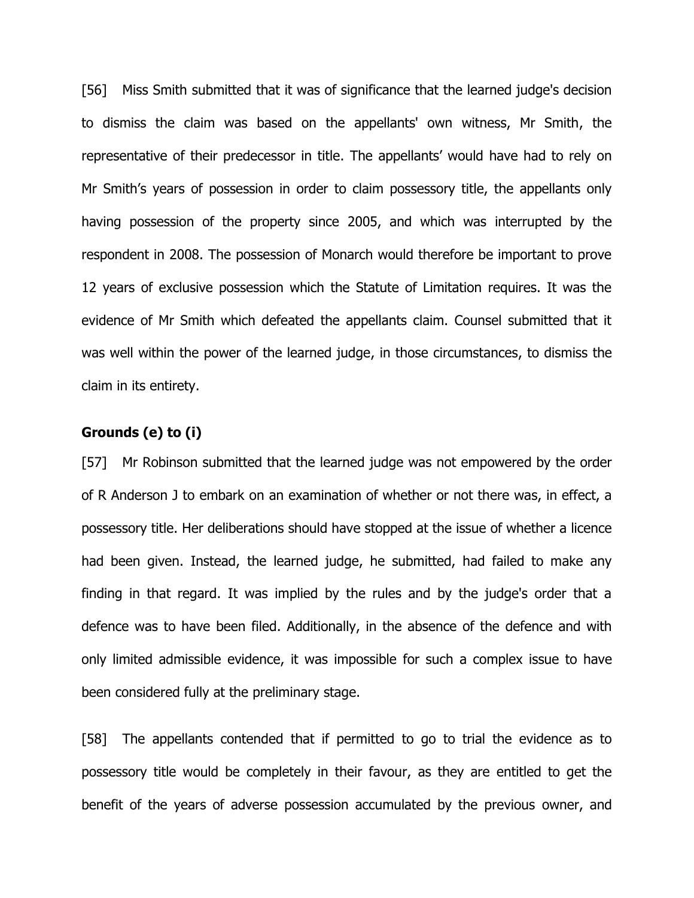[56] Miss Smith submitted that it was of significance that the learned judge's decision to dismiss the claim was based on the appellants' own witness, Mr Smith, the representative of their predecessor in title. The appellants' would have had to rely on Mr Smith's years of possession in order to claim possessory title, the appellants only having possession of the property since 2005, and which was interrupted by the respondent in 2008. The possession of Monarch would therefore be important to prove 12 years of exclusive possession which the Statute of Limitation requires. It was the evidence of Mr Smith which defeated the appellants claim. Counsel submitted that it was well within the power of the learned judge, in those circumstances, to dismiss the claim in its entirety.

**Grounds (e) to (i)**

[57] Mr Robinson submitted that the learned judge was not empowered by the order of R Anderson J to embark on an examination of whether or not there was, in effect, a possessory title. Her deliberations should have stopped at the issue of whether a licence had been given. Instead, the learned judge, he submitted, had failed to make any finding in that regard. It was implied by the rules and by the judge's order that a defence was to have been filed. Additionally, in the absence of the defence and with only limited admissible evidence, it was impossible for such a complex issue to have been considered fully at the preliminary stage.

[58] The appellants contended that if permitted to go to trial the evidence as to possessory title would be completely in their favour, as they are entitled to get the benefit of the years of adverse possession accumulated by the previous owner, and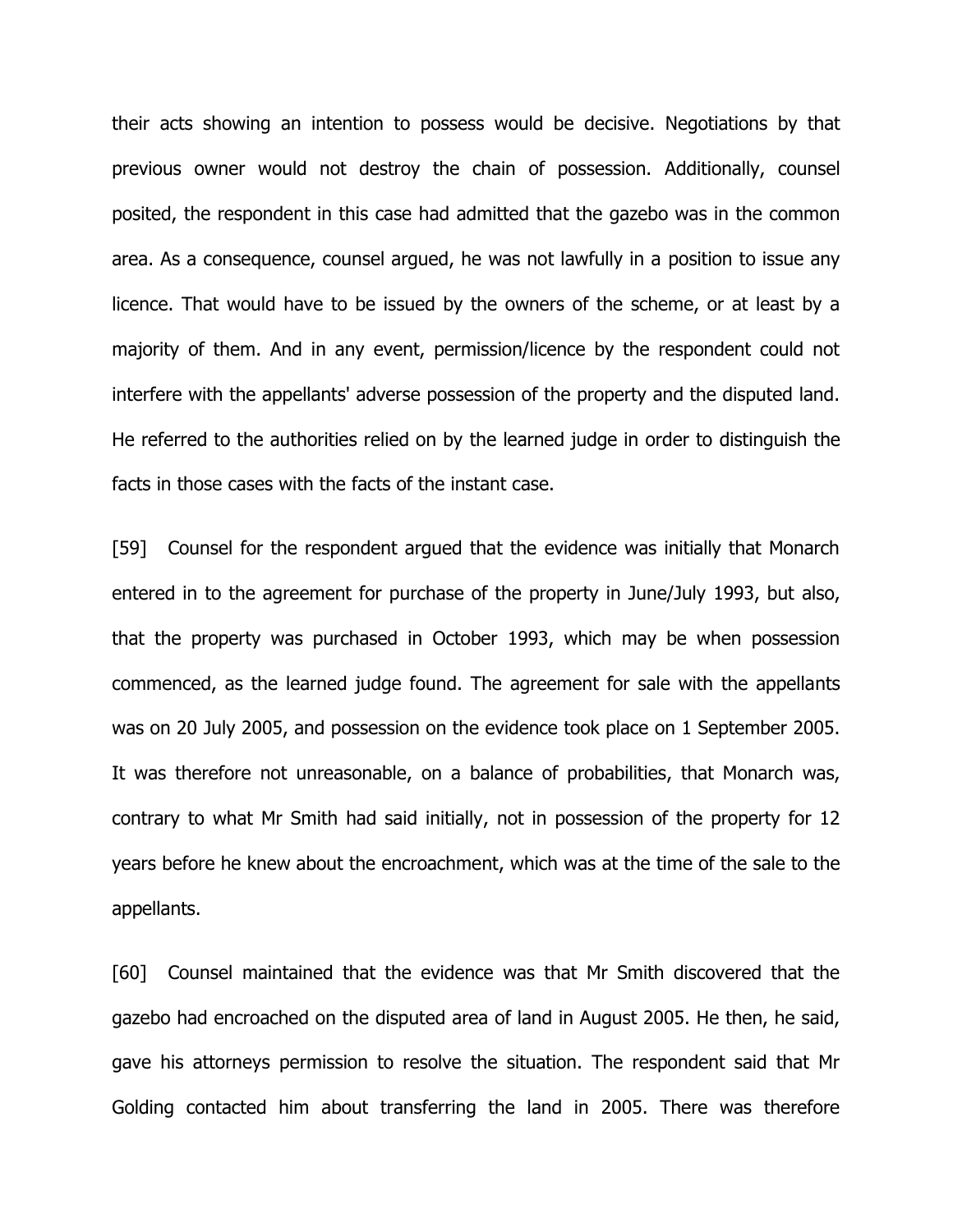their acts showing an intention to possess would be decisive. Negotiations by that previous owner would not destroy the chain of possession. Additionally, counsel posited, the respondent in this case had admitted that the gazebo was in the common area. As a consequence, counsel argued, he was not lawfully in a position to issue any licence. That would have to be issued by the owners of the scheme, or at least by a majority of them. And in any event, permission/licence by the respondent could not interfere with the appellants' adverse possession of the property and the disputed land. He referred to the authorities relied on by the learned judge in order to distinguish the facts in those cases with the facts of the instant case.

[59] Counsel for the respondent argued that the evidence was initially that Monarch entered in to the agreement for purchase of the property in June/July 1993, but also, that the property was purchased in October 1993, which may be when possession commenced, as the learned judge found. The agreement for sale with the appellants was on 20 July 2005, and possession on the evidence took place on 1 September 2005. It was therefore not unreasonable, on a balance of probabilities, that Monarch was, contrary to what Mr Smith had said initially, not in possession of the property for 12 years before he knew about the encroachment, which was at the time of the sale to the appellants.

[60] Counsel maintained that the evidence was that Mr Smith discovered that the gazebo had encroached on the disputed area of land in August 2005. He then, he said, gave his attorneys permission to resolve the situation. The respondent said that Mr Golding contacted him about transferring the land in 2005. There was therefore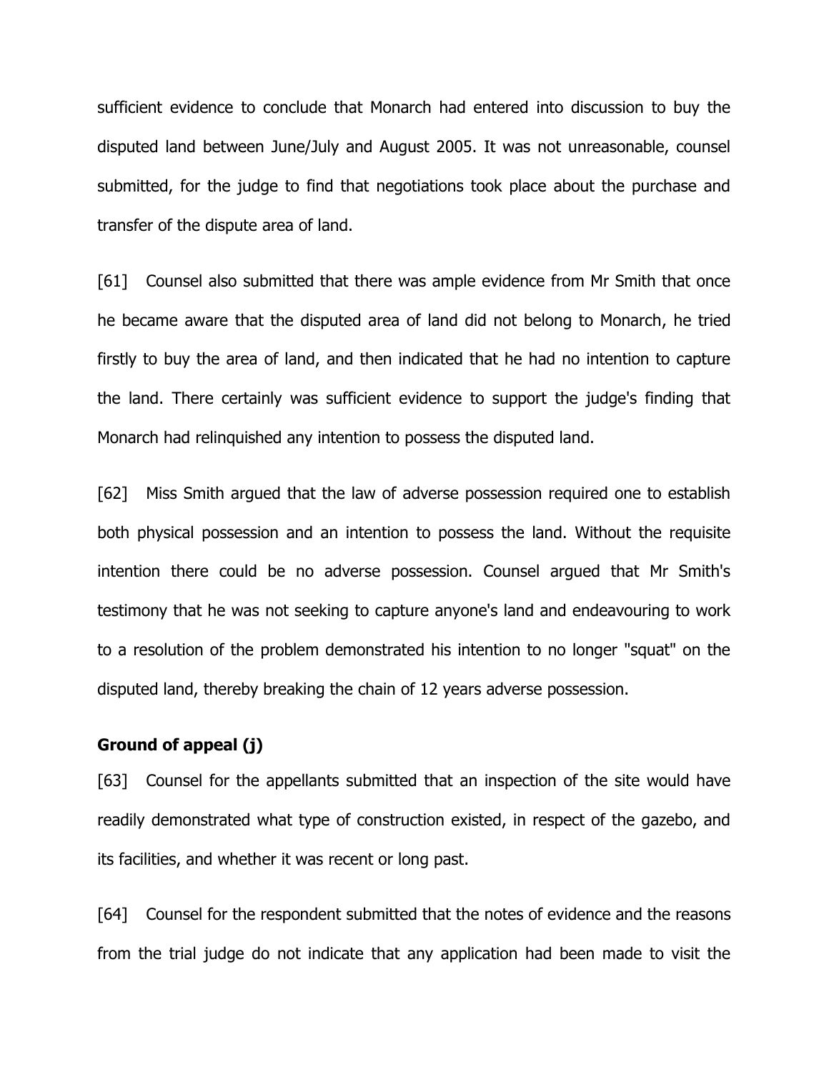sufficient evidence to conclude that Monarch had entered into discussion to buy the disputed land between June/July and August 2005. It was not unreasonable, counsel submitted, for the judge to find that negotiations took place about the purchase and transfer of the dispute area of land.

[61] Counsel also submitted that there was ample evidence from Mr Smith that once he became aware that the disputed area of land did not belong to Monarch, he tried firstly to buy the area of land, and then indicated that he had no intention to capture the land. There certainly was sufficient evidence to support the judge's finding that Monarch had relinquished any intention to possess the disputed land.

[62] Miss Smith argued that the law of adverse possession required one to establish both physical possession and an intention to possess the land. Without the requisite intention there could be no adverse possession. Counsel argued that Mr Smith's testimony that he was not seeking to capture anyone's land and endeavouring to work to a resolution of the problem demonstrated his intention to no longer "squat" on the disputed land, thereby breaking the chain of 12 years adverse possession.

**Ground of appeal (j)**

[63] Counsel for the appellants submitted that an inspection of the site would have readily demonstrated what type of construction existed, in respect of the gazebo, and its facilities, and whether it was recent or long past.

[64] Counsel for the respondent submitted that the notes of evidence and the reasons from the trial judge do not indicate that any application had been made to visit the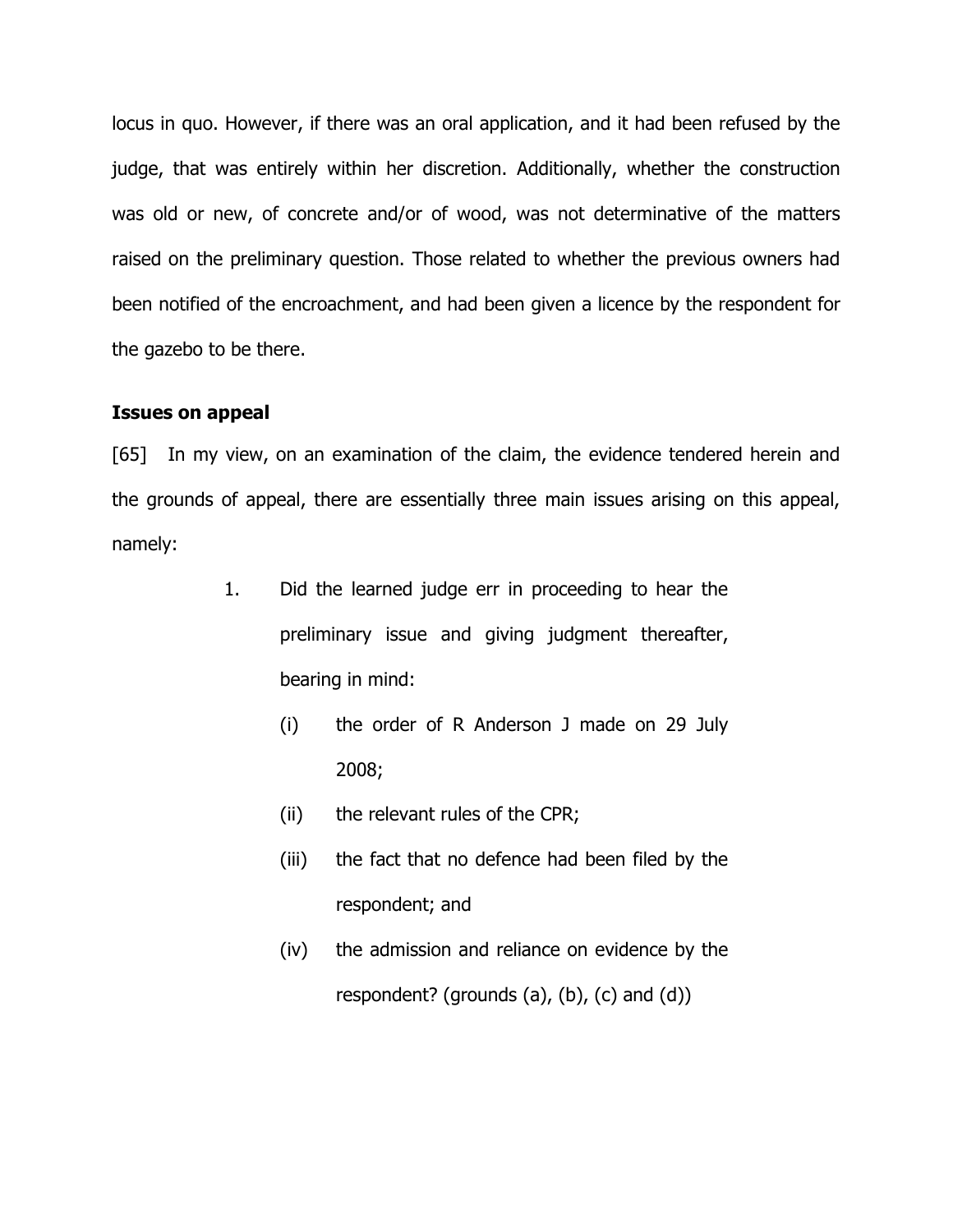locus in quo. However, if there was an oral application, and it had been refused by the judge, that was entirely within her discretion. Additionally, whether the construction was old or new, of concrete and/or of wood, was not determinative of the matters raised on the preliminary question. Those related to whether the previous owners had been notified of the encroachment, and had been given a licence by the respondent for the gazebo to be there.

**Issues on appeal**

[65] In my view, on an examination of the claim, the evidence tendered herein and the grounds of appeal, there are essentially three main issues arising on this appeal, namely:

1. Did the learned judge err in proceeding to hear the preliminary issue and giving judgment thereafter, bearing in mind:

   (i) the order of R Anderson J made on 29 July 2008;

   (ii) the relevant rules of the CPR;

   (iii) the fact that no defence had been filed by the respondent; and

   (iv) the admission and reliance on evidence by the respondent? (grounds (a), (b), (c) and (d))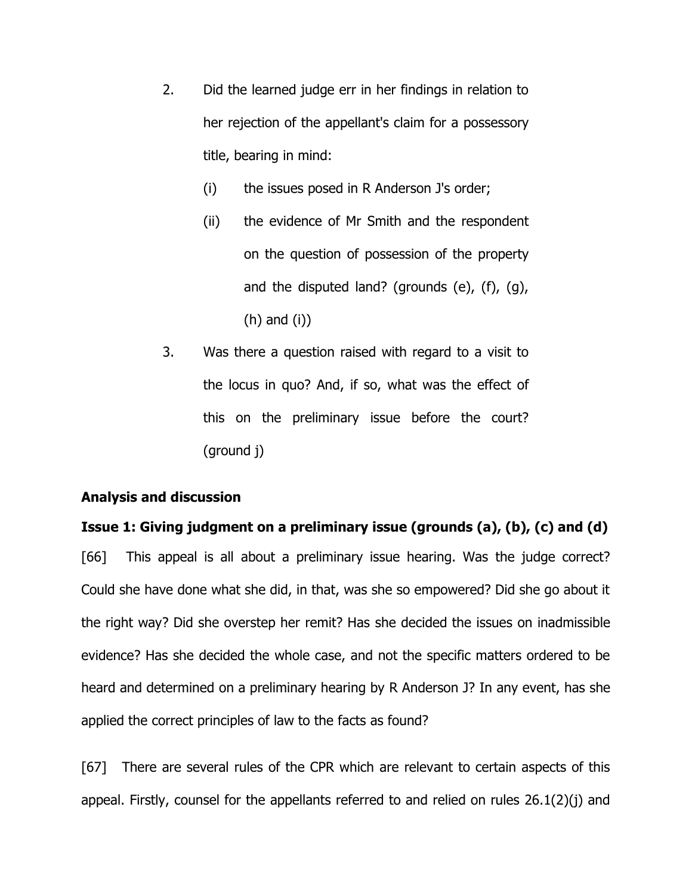2. Did the learned judge err in her findings in relation to her rejection of the appellant's claim for a possessory title, bearing in mind:

   (i) the issues posed in R Anderson J's order;

   (ii) the evidence of Mr Smith and the respondent on the question of possession of the property and the disputed land? (grounds (e), (f), (g), (h) and (i))

3. Was there a question raised with regard to a visit to the locus in quo? And, if so, what was the effect of this on the preliminary issue before the court? (ground j)

**Analysis and discussion**

**Issue 1: Giving judgment on a preliminary issue (grounds (a), (b), (c) and (d)**

[66] This appeal is all about a preliminary issue hearing. Was the judge correct? Could she have done what she did, in that, was she so empowered? Did she go about it the right way? Did she overstep her remit? Has she decided the issues on inadmissible evidence? Has she decided the whole case, and not the specific matters ordered to be heard and determined on a preliminary hearing by R Anderson J? In any event, has she applied the correct principles of law to the facts as found?

[67] There are several rules of the CPR which are relevant to certain aspects of this appeal. Firstly, counsel for the appellants referred to and relied on rules 26.1(2)(j) and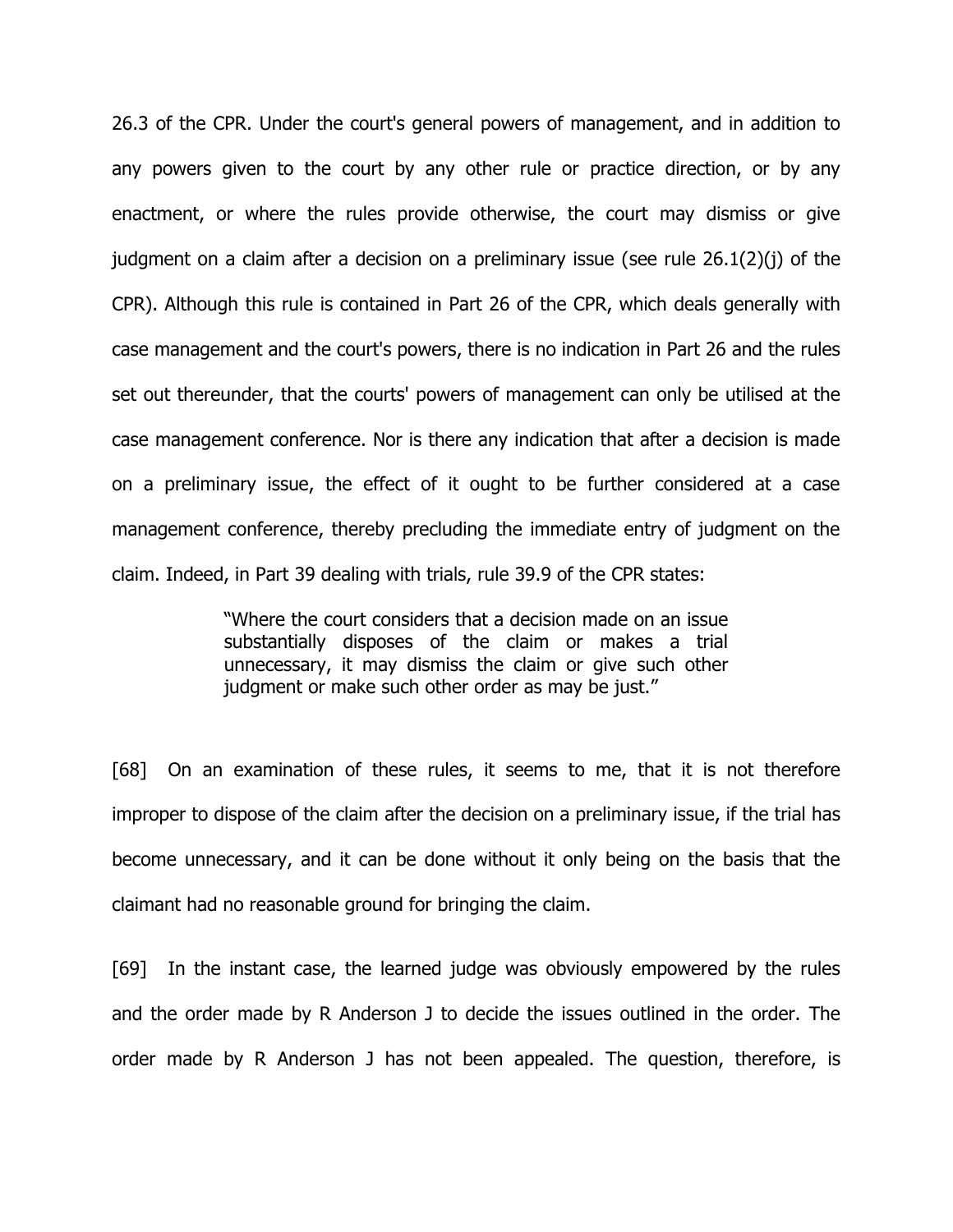26.3 of the CPR. Under the court's general powers of management, and in addition to any powers given to the court by any other rule or practice direction, or by any enactment, or where the rules provide otherwise, the court may dismiss or give judgment on a claim after a decision on a preliminary issue (see rule 26.1(2)(j) of the CPR). Although this rule is contained in Part 26 of the CPR, which deals generally with case management and the court's powers, there is no indication in Part 26 and the rules set out thereunder, that the courts' powers of management can only be utilised at the case management conference. Nor is there any indication that after a decision is made on a preliminary issue, the effect of it ought to be further considered at a case management conference, thereby precluding the immediate entry of judgment on the claim. Indeed, in Part 39 dealing with trials, rule 39.9 of the CPR states:

> "Where the court considers that a decision made on an issue substantially disposes of the claim or makes a trial unnecessary, it may dismiss the claim or give such other judgment or make such other order as may be just."

[68] On an examination of these rules, it seems to me, that it is not therefore improper to dispose of the claim after the decision on a preliminary issue, if the trial has become unnecessary, and it can be done without it only being on the basis that the claimant had no reasonable ground for bringing the claim.

[69] In the instant case, the learned judge was obviously empowered by the rules and the order made by R Anderson J to decide the issues outlined in the order. The order made by R Anderson J has not been appealed. The question, therefore, is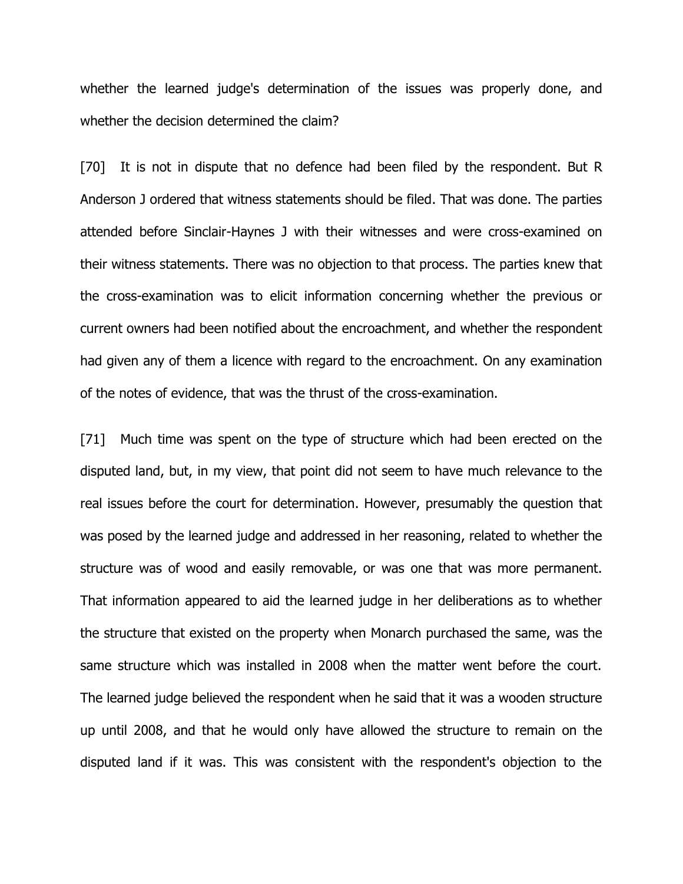whether the learned judge's determination of the issues was properly done, and whether the decision determined the claim?

[70] It is not in dispute that no defence had been filed by the respondent. But R Anderson J ordered that witness statements should be filed. That was done. The parties attended before Sinclair-Haynes J with their witnesses and were cross-examined on their witness statements. There was no objection to that process. The parties knew that the cross-examination was to elicit information concerning whether the previous or current owners had been notified about the encroachment, and whether the respondent had given any of them a licence with regard to the encroachment. On any examination of the notes of evidence, that was the thrust of the cross-examination.

[71] Much time was spent on the type of structure which had been erected on the disputed land, but, in my view, that point did not seem to have much relevance to the real issues before the court for determination. However, presumably the question that was posed by the learned judge and addressed in her reasoning, related to whether the structure was of wood and easily removable, or was one that was more permanent. That information appeared to aid the learned judge in her deliberations as to whether the structure that existed on the property when Monarch purchased the same, was the same structure which was installed in 2008 when the matter went before the court. The learned judge believed the respondent when he said that it was a wooden structure up until 2008, and that he would only have allowed the structure to remain on the disputed land if it was. This was consistent with the respondent's objection to the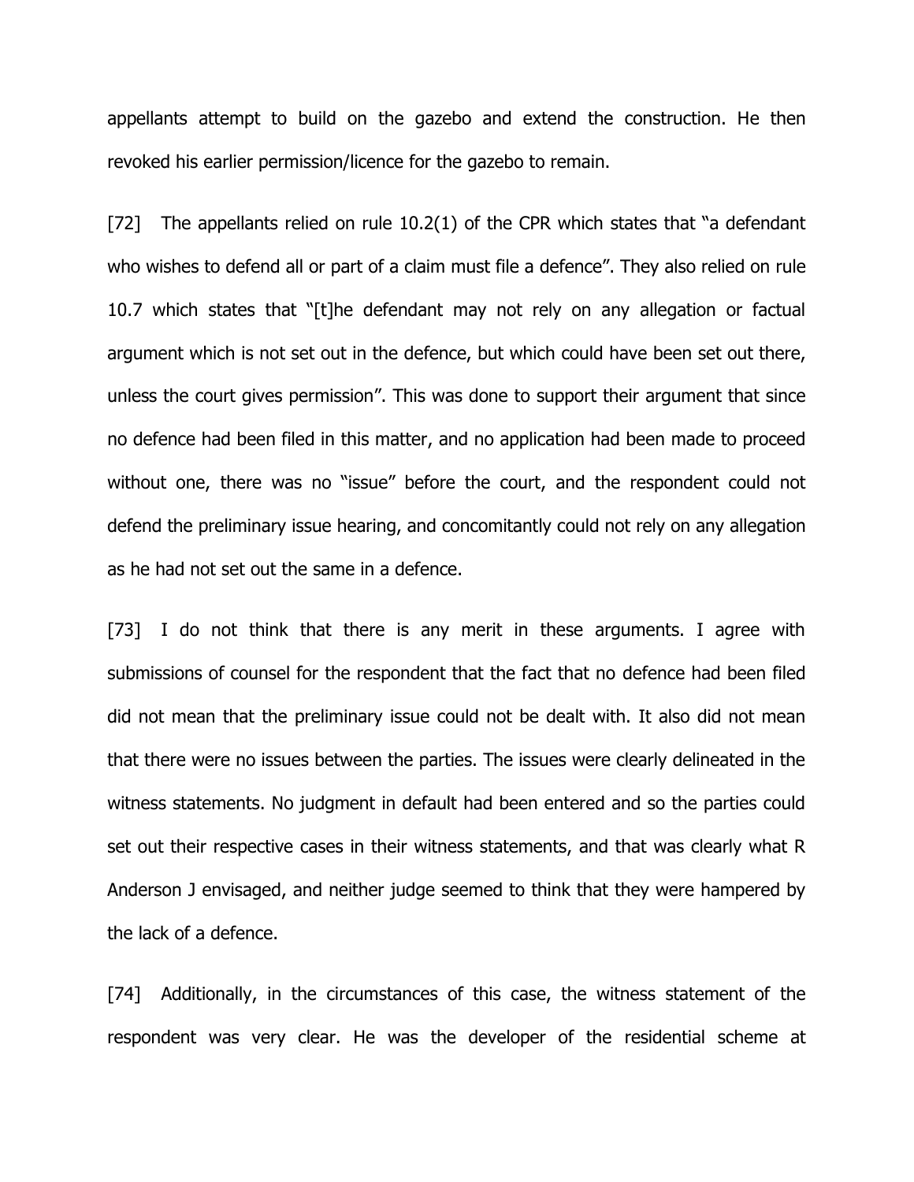appellants attempt to build on the gazebo and extend the construction. He then revoked his earlier permission/licence for the gazebo to remain.

[72] The appellants relied on rule 10.2(1) of the CPR which states that "a defendant who wishes to defend all or part of a claim must file a defence". They also relied on rule 10.7 which states that "[t]he defendant may not rely on any allegation or factual argument which is not set out in the defence, but which could have been set out there, unless the court gives permission". This was done to support their argument that since no defence had been filed in this matter, and no application had been made to proceed without one, there was no "issue" before the court, and the respondent could not defend the preliminary issue hearing, and concomitantly could not rely on any allegation as he had not set out the same in a defence.

[73] I do not think that there is any merit in these arguments. I agree with submissions of counsel for the respondent that the fact that no defence had been filed did not mean that the preliminary issue could not be dealt with. It also did not mean that there were no issues between the parties. The issues were clearly delineated in the witness statements. No judgment in default had been entered and so the parties could set out their respective cases in their witness statements, and that was clearly what R Anderson J envisaged, and neither judge seemed to think that they were hampered by the lack of a defence.

[74] Additionally, in the circumstances of this case, the witness statement of the respondent was very clear. He was the developer of the residential scheme at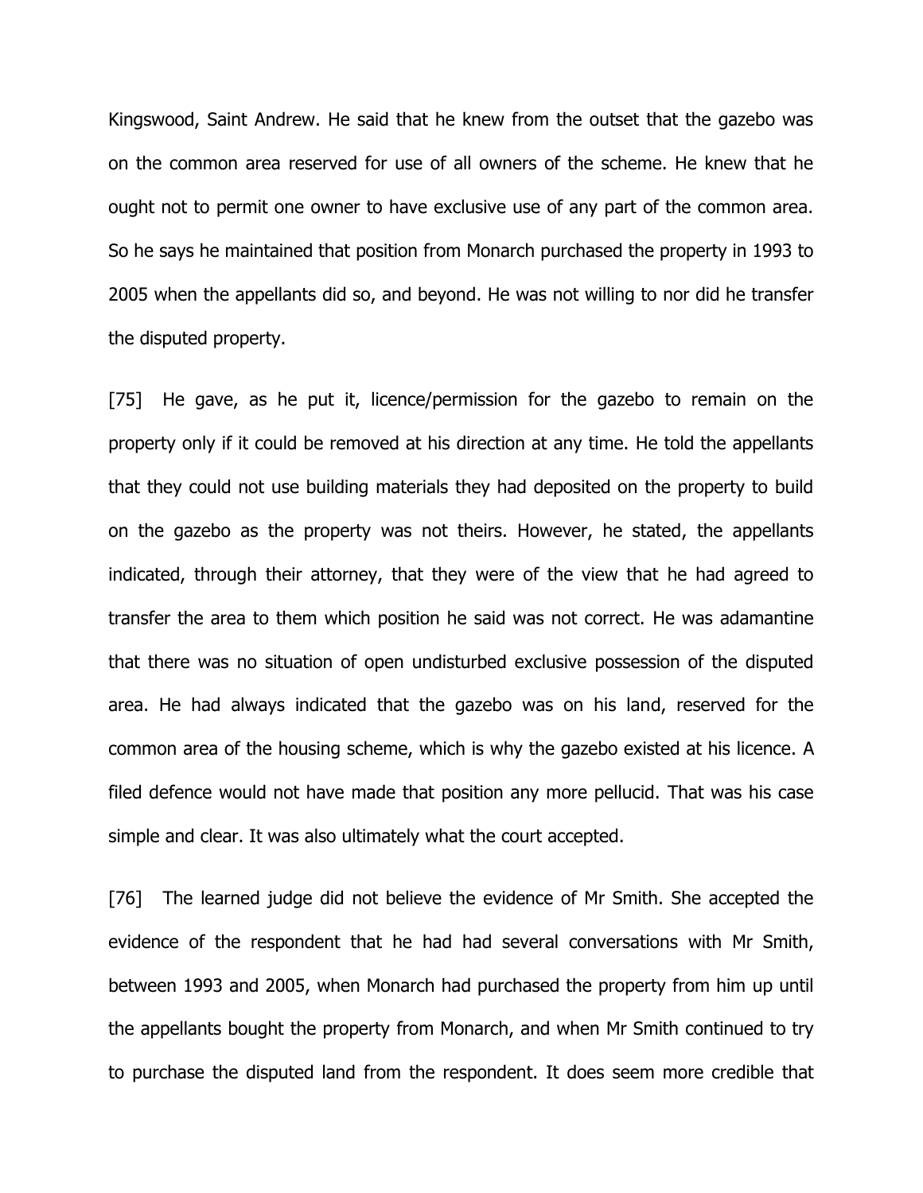Kingswood, Saint Andrew. He said that he knew from the outset that the gazebo was on the common area reserved for use of all owners of the scheme. He knew that he ought not to permit one owner to have exclusive use of any part of the common area. So he says he maintained that position from Monarch purchased the property in 1993 to 2005 when the appellants did so, and beyond. He was not willing to nor did he transfer the disputed property.

[75] He gave, as he put it, licence/permission for the gazebo to remain on the property only if it could be removed at his direction at any time. He told the appellants that they could not use building materials they had deposited on the property to build on the gazebo as the property was not theirs. However, he stated, the appellants indicated, through their attorney, that they were of the view that he had agreed to transfer the area to them which position he said was not correct. He was adamantine that there was no situation of open undisturbed exclusive possession of the disputed area. He had always indicated that the gazebo was on his land, reserved for the common area of the housing scheme, which is why the gazebo existed at his licence. A filed defence would not have made that position any more pellucid. That was his case simple and clear. It was also ultimately what the court accepted.

[76] The learned judge did not believe the evidence of Mr Smith. She accepted the evidence of the respondent that he had had several conversations with Mr Smith, between 1993 and 2005, when Monarch had purchased the property from him up until the appellants bought the property from Monarch, and when Mr Smith continued to try to purchase the disputed land from the respondent. It does seem more credible that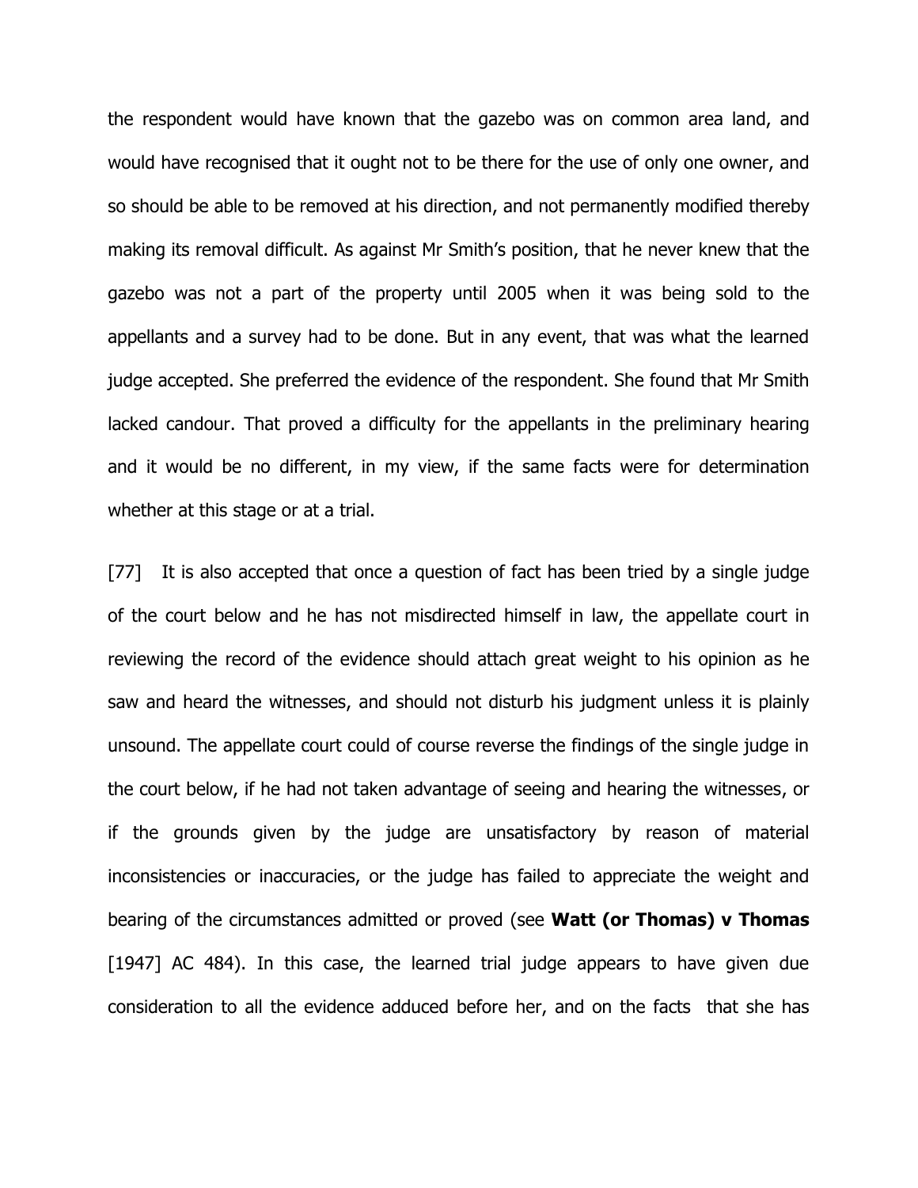the respondent would have known that the gazebo was on common area land, and would have recognised that it ought not to be there for the use of only one owner, and so should be able to be removed at his direction, and not permanently modified thereby making its removal difficult. As against Mr Smith's position, that he never knew that the gazebo was not a part of the property until 2005 when it was being sold to the appellants and a survey had to be done. But in any event, that was what the learned judge accepted. She preferred the evidence of the respondent. She found that Mr Smith lacked candour. That proved a difficulty for the appellants in the preliminary hearing and it would be no different, in my view, if the same facts were for determination whether at this stage or at a trial.

[77] It is also accepted that once a question of fact has been tried by a single judge of the court below and he has not misdirected himself in law, the appellate court in reviewing the record of the evidence should attach great weight to his opinion as he saw and heard the witnesses, and should not disturb his judgment unless it is plainly unsound. The appellate court could of course reverse the findings of the single judge in the court below, if he had not taken advantage of seeing and hearing the witnesses, or if the grounds given by the judge are unsatisfactory by reason of material inconsistencies or inaccuracies, or the judge has failed to appreciate the weight and bearing of the circumstances admitted or proved (see **Watt (or Thomas) v Thomas** [1947] AC 484). In this case, the learned trial judge appears to have given due consideration to all the evidence adduced before her, and on the facts that she has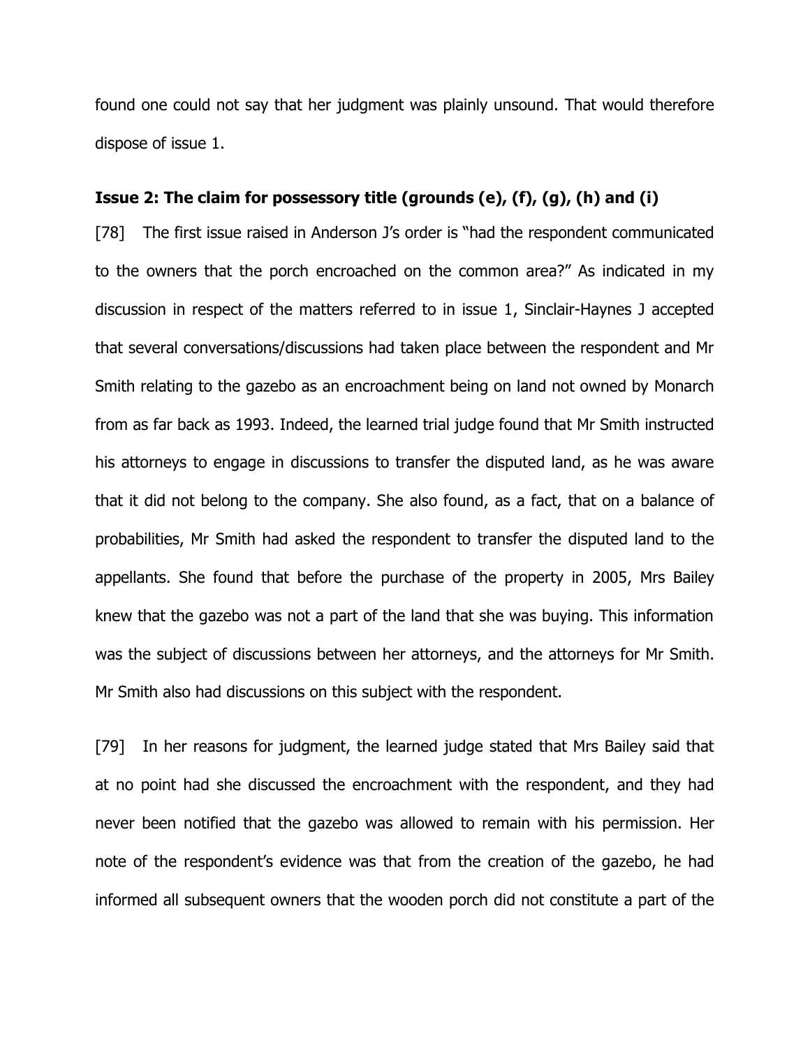found one could not say that her judgment was plainly unsound. That would therefore dispose of issue 1.

### Issue 2: The claim for possessory title (grounds (e), (f), (g), (h) and (i)

[78] The first issue raised in Anderson J's order is "had the respondent communicated to the owners that the porch encroached on the common area?" As indicated in my discussion in respect of the matters referred to in issue 1, Sinclair-Haynes J accepted that several conversations/discussions had taken place between the respondent and Mr Smith relating to the gazebo as an encroachment being on land not owned by Monarch from as far back as 1993. Indeed, the learned trial judge found that Mr Smith instructed his attorneys to engage in discussions to transfer the disputed land, as he was aware that it did not belong to the company. She also found, as a fact, that on a balance of probabilities, Mr Smith had asked the respondent to transfer the disputed land to the appellants. She found that before the purchase of the property in 2005, Mrs Bailey knew that the gazebo was not a part of the land that she was buying. This information was the subject of discussions between her attorneys, and the attorneys for Mr Smith. Mr Smith also had discussions on this subject with the respondent.

[79] In her reasons for judgment, the learned judge stated that Mrs Bailey said that at no point had she discussed the encroachment with the respondent, and they had never been notified that the gazebo was allowed to remain with his permission. Her note of the respondent's evidence was that from the creation of the gazebo, he had informed all subsequent owners that the wooden porch did not constitute a part of the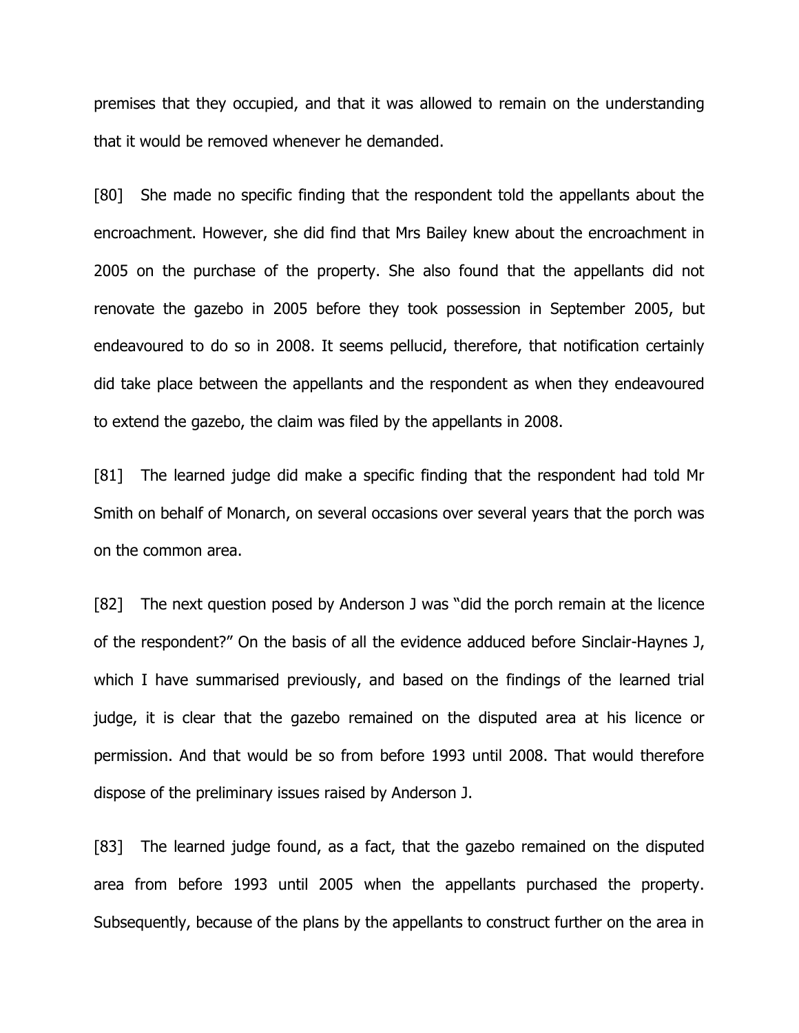premises that they occupied, and that it was allowed to remain on the understanding that it would be removed whenever he demanded.

[80] She made no specific finding that the respondent told the appellants about the encroachment. However, she did find that Mrs Bailey knew about the encroachment in 2005 on the purchase of the property. She also found that the appellants did not renovate the gazebo in 2005 before they took possession in September 2005, but endeavoured to do so in 2008. It seems pellucid, therefore, that notification certainly did take place between the appellants and the respondent as when they endeavoured to extend the gazebo, the claim was filed by the appellants in 2008.

[81] The learned judge did make a specific finding that the respondent had told Mr Smith on behalf of Monarch, on several occasions over several years that the porch was on the common area.

[82] The next question posed by Anderson J was "did the porch remain at the licence of the respondent?" On the basis of all the evidence adduced before Sinclair-Haynes J, which I have summarised previously, and based on the findings of the learned trial judge, it is clear that the gazebo remained on the disputed area at his licence or permission. And that would be so from before 1993 until 2008. That would therefore dispose of the preliminary issues raised by Anderson J.

[83] The learned judge found, as a fact, that the gazebo remained on the disputed area from before 1993 until 2005 when the appellants purchased the property. Subsequently, because of the plans by the appellants to construct further on the area in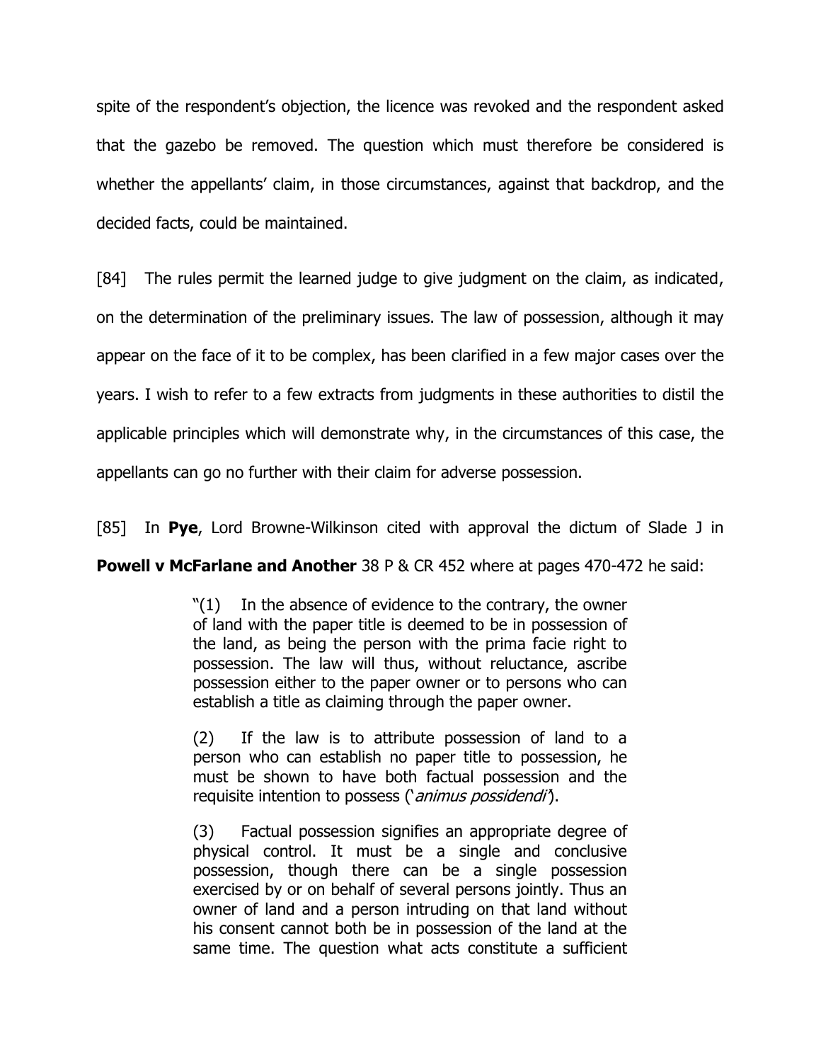spite of the respondent's objection, the licence was revoked and the respondent asked that the gazebo be removed. The question which must therefore be considered is whether the appellants' claim, in those circumstances, against that backdrop, and the decided facts, could be maintained.

[84] The rules permit the learned judge to give judgment on the claim, as indicated, on the determination of the preliminary issues. The law of possession, although it may appear on the face of it to be complex, has been clarified in a few major cases over the years. I wish to refer to a few extracts from judgments in these authorities to distil the applicable principles which will demonstrate why, in the circumstances of this case, the appellants can go no further with their claim for adverse possession.

[85] In **Pye**, Lord Browne-Wilkinson cited with approval the dictum of Slade J in **Powell v McFarlane and Another** 38 P & CR 452 where at pages 470-472 he said:

> "(1) In the absence of evidence to the contrary, the owner of land with the paper title is deemed to be in possession of the land, as being the person with the prima facie right to possession. The law will thus, without reluctance, ascribe possession either to the paper owner or to persons who can establish a title as claiming through the paper owner.
>
> (2) If the law is to attribute possession of land to a person who can establish no paper title to possession, he must be shown to have both factual possession and the requisite intention to possess ('*animus possidendi*').
>
> (3) Factual possession signifies an appropriate degree of physical control. It must be a single and conclusive possession, though there can be a single possession exercised by or on behalf of several persons jointly. Thus an owner of land and a person intruding on that land without his consent cannot both be in possession of the land at the same time. The question what acts constitute a sufficient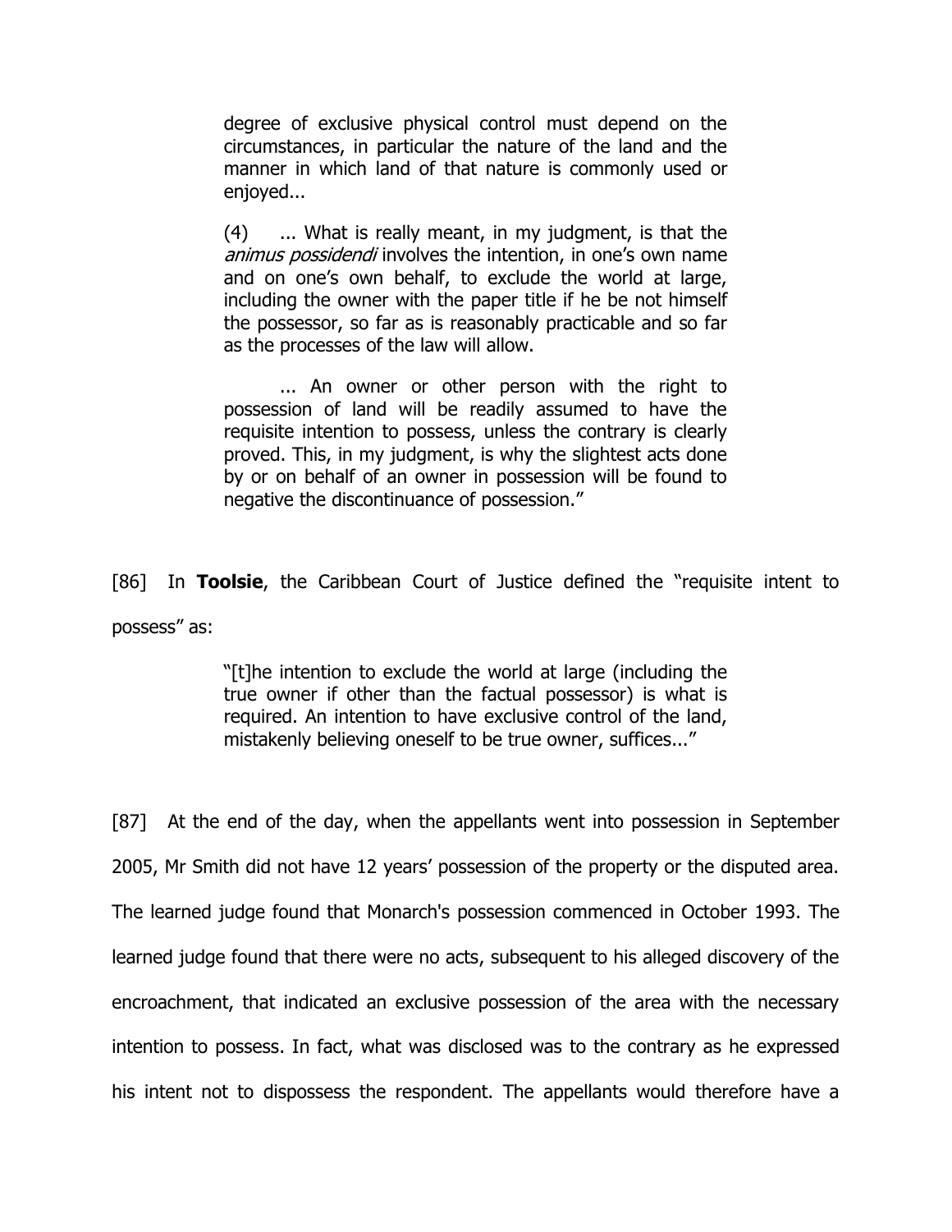> degree of exclusive physical control must depend on the circumstances, in particular the nature of the land and the manner in which land of that nature is commonly used or enjoyed...
>
> (4) ... What is really meant, in my judgment, is that the *animus possidendi* involves the intention, in one's own name and on one's own behalf, to exclude the world at large, including the owner with the paper title if he be not himself the possessor, so far as is reasonably practicable and so far as the processes of the law will allow.
>
> ... An owner or other person with the right to possession of land will be readily assumed to have the requisite intention to possess, unless the contrary is clearly proved. This, in my judgment, is why the slightest acts done by or on behalf of an owner in possession will be found to negative the discontinuance of possession."

[86] In **Toolsie**, the Caribbean Court of Justice defined the "requisite intent to possess" as:

> "[t]he intention to exclude the world at large (including the true owner if other than the factual possessor) is what is required. An intention to have exclusive control of the land, mistakenly believing oneself to be true owner, suffices..."

[87] At the end of the day, when the appellants went into possession in September 2005, Mr Smith did not have 12 years' possession of the property or the disputed area. The learned judge found that Monarch's possession commenced in October 1993. The learned judge found that there were no acts, subsequent to his alleged discovery of the encroachment, that indicated an exclusive possession of the area with the necessary intention to possess. In fact, what was disclosed was to the contrary as he expressed his intent not to dispossess the respondent. The appellants would therefore have a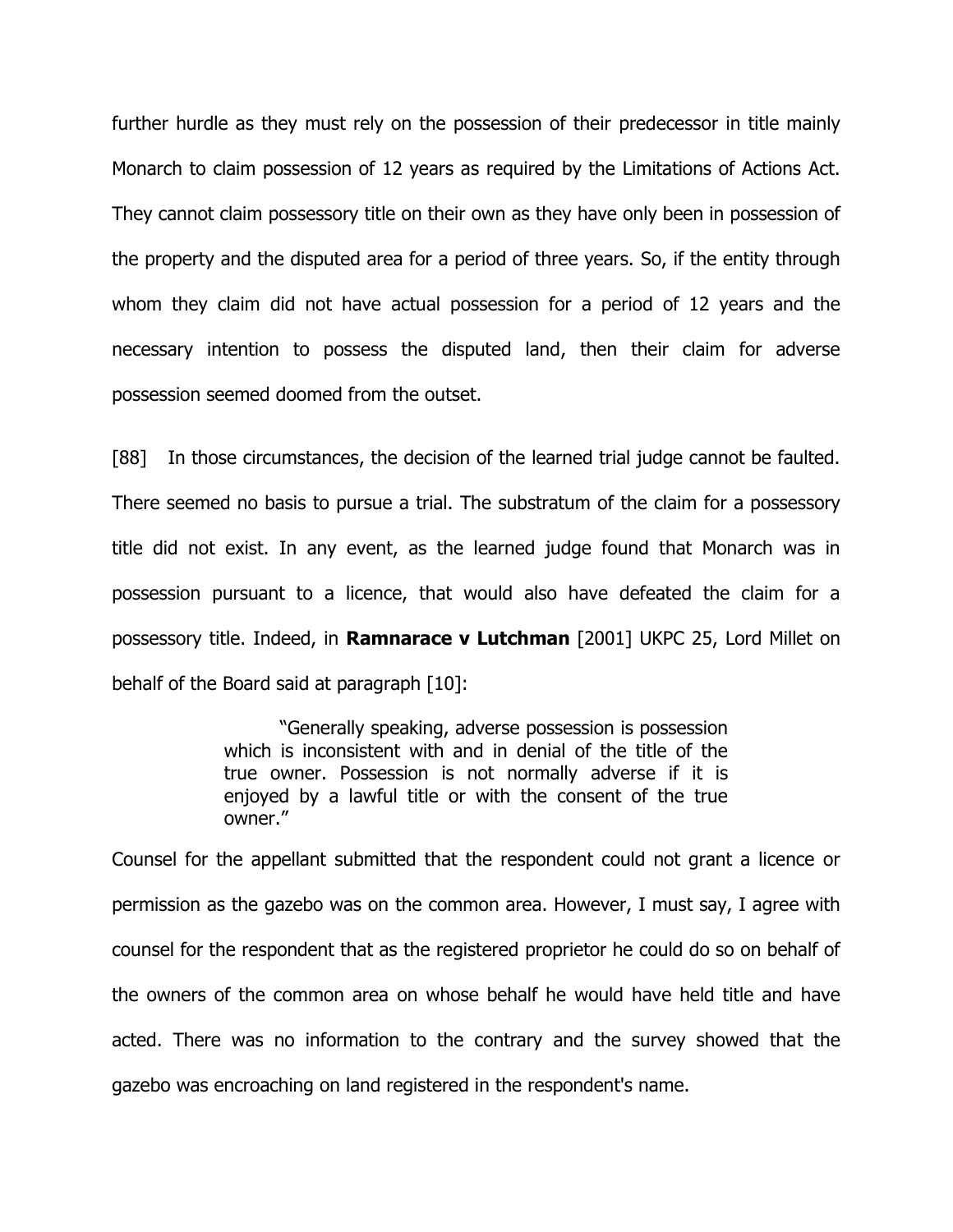further hurdle as they must rely on the possession of their predecessor in title mainly Monarch to claim possession of 12 years as required by the Limitations of Actions Act. They cannot claim possessory title on their own as they have only been in possession of the property and the disputed area for a period of three years. So, if the entity through whom they claim did not have actual possession for a period of 12 years and the necessary intention to possess the disputed land, then their claim for adverse possession seemed doomed from the outset.

[88] In those circumstances, the decision of the learned trial judge cannot be faulted. There seemed no basis to pursue a trial. The substratum of the claim for a possessory title did not exist. In any event, as the learned judge found that Monarch was in possession pursuant to a licence, that would also have defeated the claim for a possessory title. Indeed, in **Ramnarace v Lutchman** [2001] UKPC 25, Lord Millet on behalf of the Board said at paragraph [10]:

> "Generally speaking, adverse possession is possession which is inconsistent with and in denial of the title of the true owner. Possession is not normally adverse if it is enjoyed by a lawful title or with the consent of the true owner."

Counsel for the appellant submitted that the respondent could not grant a licence or permission as the gazebo was on the common area. However, I must say, I agree with counsel for the respondent that as the registered proprietor he could do so on behalf of the owners of the common area on whose behalf he would have held title and have acted. There was no information to the contrary and the survey showed that the gazebo was encroaching on land registered in the respondent's name.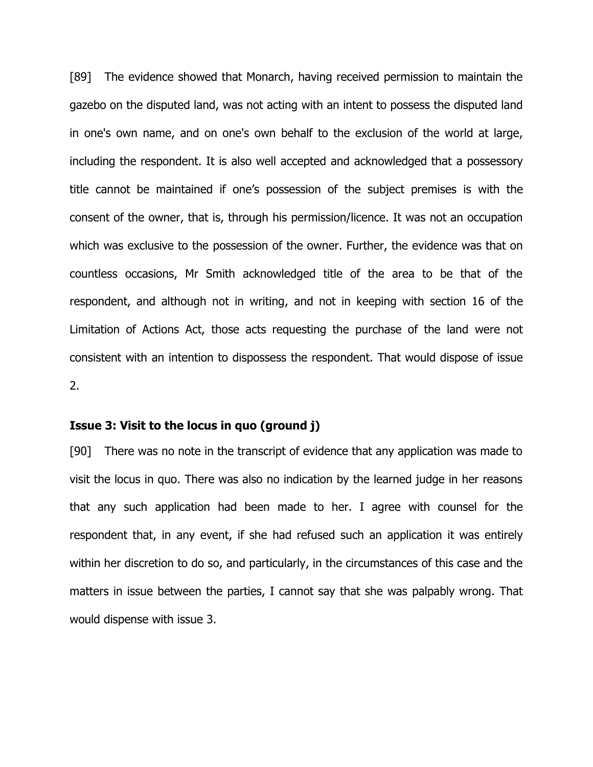[89] The evidence showed that Monarch, having received permission to maintain the gazebo on the disputed land, was not acting with an intent to possess the disputed land in one's own name, and on one's own behalf to the exclusion of the world at large, including the respondent. It is also well accepted and acknowledged that a possessory title cannot be maintained if one's possession of the subject premises is with the consent of the owner, that is, through his permission/licence. It was not an occupation which was exclusive to the possession of the owner. Further, the evidence was that on countless occasions, Mr Smith acknowledged title of the area to be that of the respondent, and although not in writing, and not in keeping with section 16 of the Limitation of Actions Act, those acts requesting the purchase of the land were not consistent with an intention to dispossess the respondent. That would dispose of issue 2.

**Issue 3: Visit to the locus in quo (ground j)**

[90] There was no note in the transcript of evidence that any application was made to visit the locus in quo. There was also no indication by the learned judge in her reasons that any such application had been made to her. I agree with counsel for the respondent that, in any event, if she had refused such an application it was entirely within her discretion to do so, and particularly, in the circumstances of this case and the matters in issue between the parties, I cannot say that she was palpably wrong. That would dispense with issue 3.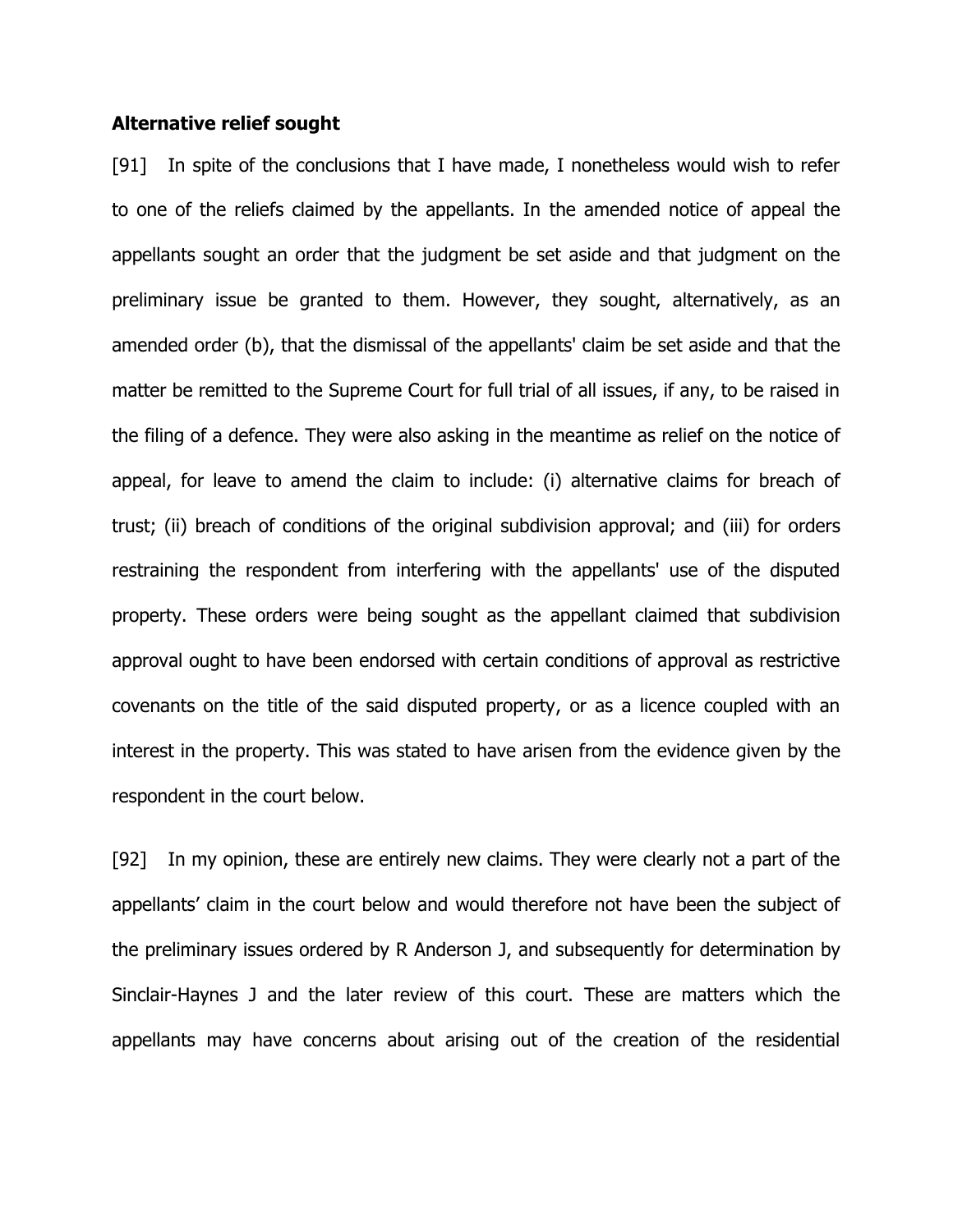**Alternative relief sought**

[91] In spite of the conclusions that I have made, I nonetheless would wish to refer to one of the reliefs claimed by the appellants. In the amended notice of appeal the appellants sought an order that the judgment be set aside and that judgment on the preliminary issue be granted to them. However, they sought, alternatively, as an amended order (b), that the dismissal of the appellants' claim be set aside and that the matter be remitted to the Supreme Court for full trial of all issues, if any, to be raised in the filing of a defence. They were also asking in the meantime as relief on the notice of appeal, for leave to amend the claim to include: (i) alternative claims for breach of trust; (ii) breach of conditions of the original subdivision approval; and (iii) for orders restraining the respondent from interfering with the appellants' use of the disputed property. These orders were being sought as the appellant claimed that subdivision approval ought to have been endorsed with certain conditions of approval as restrictive covenants on the title of the said disputed property, or as a licence coupled with an interest in the property. This was stated to have arisen from the evidence given by the respondent in the court below.

[92] In my opinion, these are entirely new claims. They were clearly not a part of the appellants' claim in the court below and would therefore not have been the subject of the preliminary issues ordered by R Anderson J, and subsequently for determination by Sinclair-Haynes J and the later review of this court. These are matters which the appellants may have concerns about arising out of the creation of the residential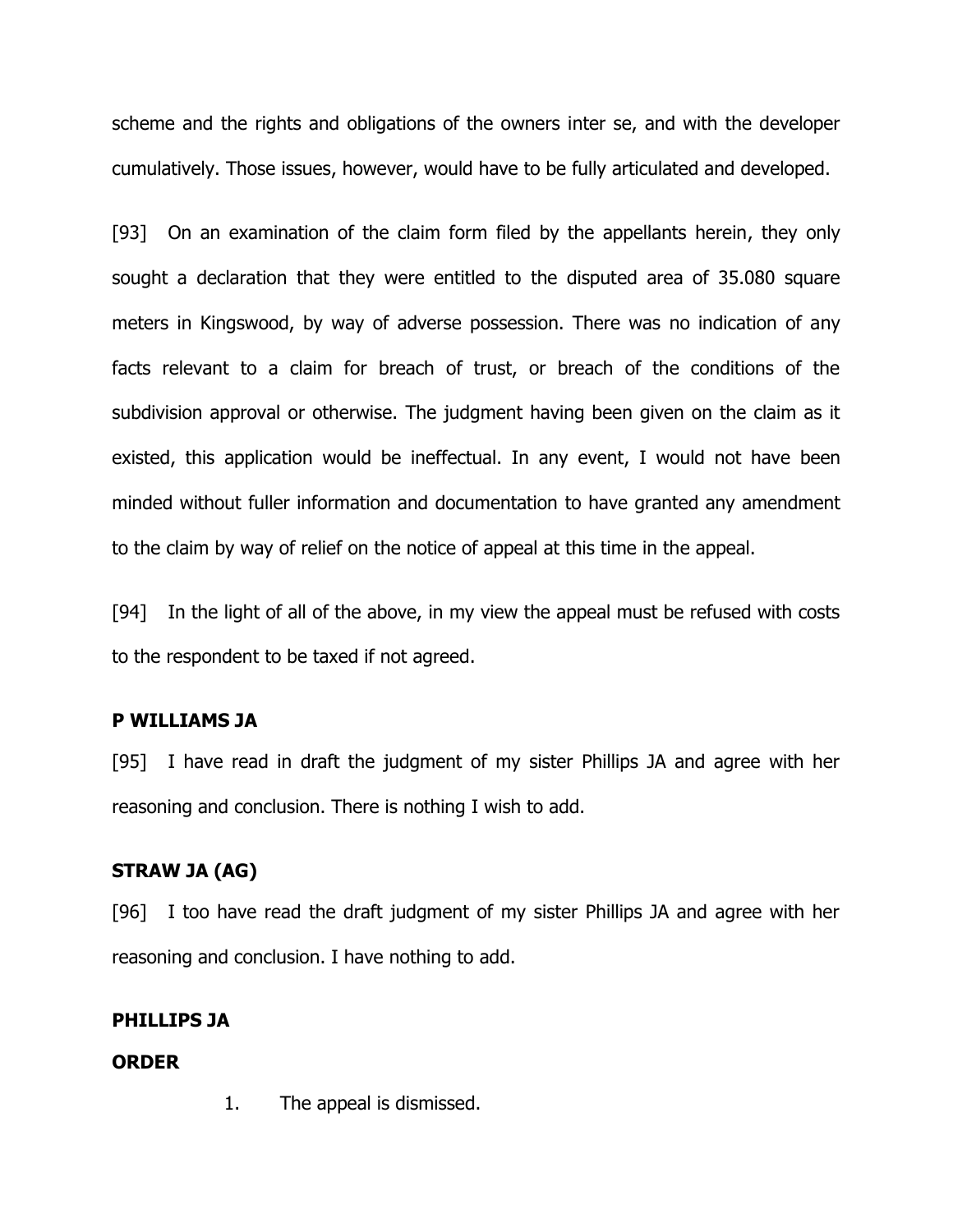scheme and the rights and obligations of the owners inter se, and with the developer cumulatively. Those issues, however, would have to be fully articulated and developed.

[93] On an examination of the claim form filed by the appellants herein, they only sought a declaration that they were entitled to the disputed area of 35.080 square meters in Kingswood, by way of adverse possession. There was no indication of any facts relevant to a claim for breach of trust, or breach of the conditions of the subdivision approval or otherwise. The judgment having been given on the claim as it existed, this application would be ineffectual. In any event, I would not have been minded without fuller information and documentation to have granted any amendment to the claim by way of relief on the notice of appeal at this time in the appeal.

[94] In the light of all of the above, in my view the appeal must be refused with costs to the respondent to be taxed if not agreed.

**P WILLIAMS JA**

[95] I have read in draft the judgment of my sister Phillips JA and agree with her reasoning and conclusion. There is nothing I wish to add.

**STRAW JA (AG)**

[96] I too have read the draft judgment of my sister Phillips JA and agree with her reasoning and conclusion. I have nothing to add.

**PHILLIPS JA**

**ORDER**

1. The appeal is dismissed.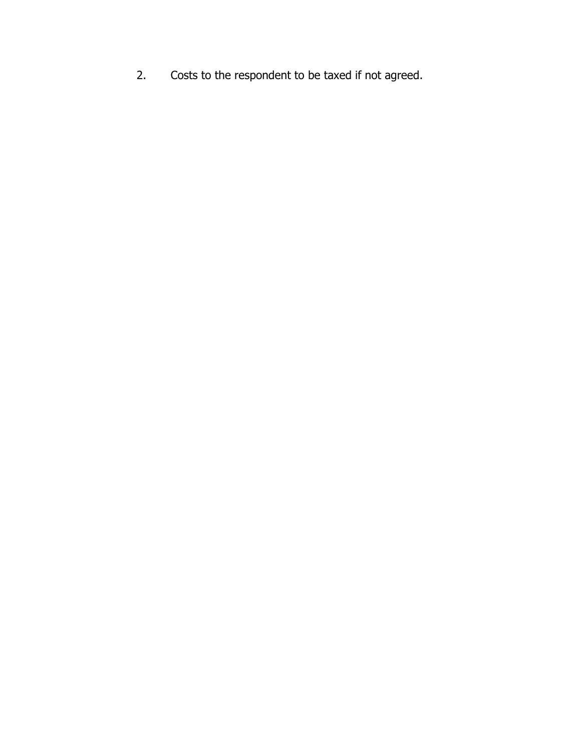2. Costs to the respondent to be taxed if not agreed.